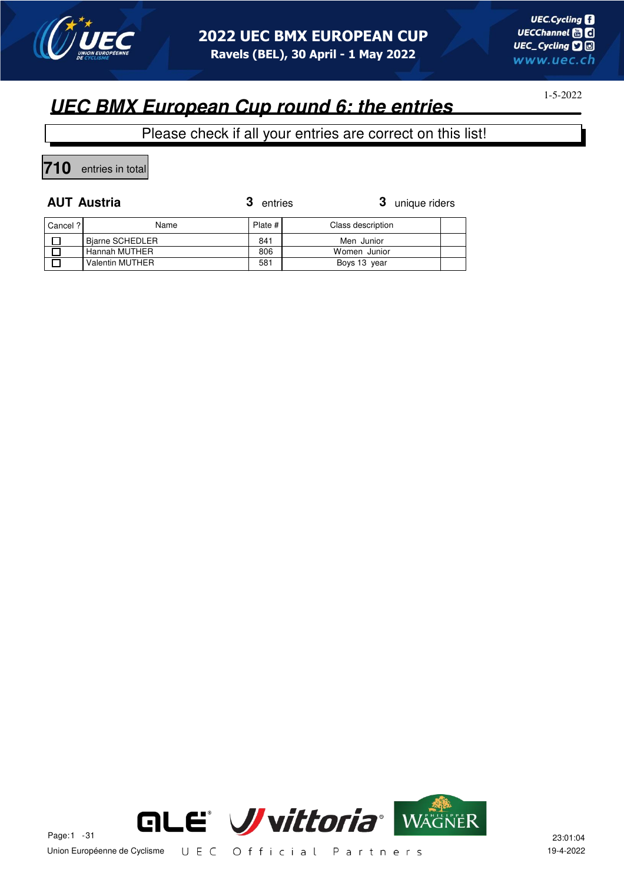# 2022 UEC BMX EUROPEAN CUP

Ravels (BEL), 30 April - 1 May 2022

UEC.Cycling
UECChannel
UEC_Cycling
www.uec.ch

## UEC BMX European Cup round 6: the entries

1-5-2022

Please check if all your entries are correct on this list!

**710** entries in total

### AUT Austria

**3** entries **3** unique riders

| Cancel ? | Name | Plate # | Class description | |
|---|---|---|---|---|
| ☐ | Bjarne SCHEDLER | 841 | Men Junior | |
| ☐ | Hannah MUTHER | 806 | Women Junior | |
| ☐ | Valentin MUTHER | 581 | Boys 13 year | |

Union Européenne de Cyclisme

UEC Official Partners

23:01:04
19-4-2022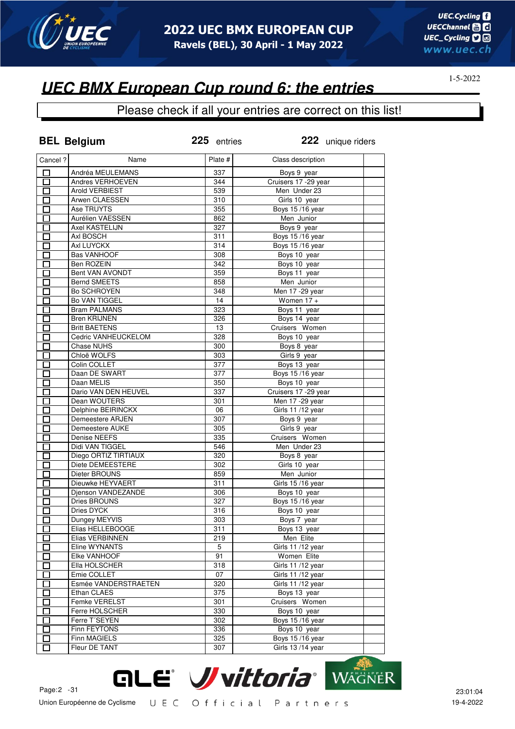## UEC BMX European Cup round 6: the entries

1-5-2022

Please check if all your entries are correct on this list!

**BEL Belgium** **225** entries **222** unique riders

| Cancel ? | Name | Plate # | Class description | |
|---|---|---|---|---|
| ☐ | Andréa MEULEMANS | 337 | Boys 9 year | |
| ☐ | Andres VERHOEVEN | 344 | Cruisers 17 -29 year | |
| ☐ | Arold VERBIEST | 539 | Men Under 23 | |
| ☐ | Arwen CLAESSEN | 310 | Girls 10 year | |
| ☐ | Ase TRUYTS | 355 | Boys 15 /16 year | |
| ☐ | Aurélien VAESSEN | 862 | Men Junior | |
| ☐ | Axel KASTELIJN | 327 | Boys 9 year | |
| ☐ | Axl BOSCH | 311 | Boys 15 /16 year | |
| ☐ | Axl LUYCKX | 314 | Boys 15 /16 year | |
| ☐ | Bas VANHOOF | 308 | Boys 10 year | |
| ☐ | Ben ROZEIN | 342 | Boys 10 year | |
| ☐ | Bent VAN AVONDT | 359 | Boys 11 year | |
| ☐ | Bernd SMEETS | 858 | Men Junior | |
| ☐ | Bo SCHROYEN | 348 | Men 17 -29 year | |
| ☐ | Bo VAN TIGGEL | 14 | Women 17 + | |
| ☐ | Bram PALMANS | 323 | Boys 11 year | |
| ☐ | Bren KRIJNEN | 326 | Boys 14 year | |
| ☐ | Britt BAETENS | 13 | Cruisers Women | |
| ☐ | Cedric VANHEUCKELOM | 328 | Boys 10 year | |
| ☐ | Chase NUHS | 300 | Boys 8 year | |
| ☐ | Chloë WOLFS | 303 | Girls 9 year | |
| ☐ | Colin COLLET | 377 | Boys 13 year | |
| ☐ | Daan DE SWART | 377 | Boys 15 /16 year | |
| ☐ | Daan MELIS | 350 | Boys 10 year | |
| ☐ | Dario VAN DEN HEUVEL | 337 | Cruisers 17 -29 year | |
| ☐ | Dean WOUTERS | 301 | Men 17 -29 year | |
| ☐ | Delphine BEIRINCKX | 06 | Girls 11 /12 year | |
| ☐ | Demeestere ARJEN | 307 | Boys 9 year | |
| ☐ | Demeestere AUKE | 305 | Girls 9 year | |
| ☐ | Denise NEEFS | 335 | Cruisers Women | |
| ☐ | Didi VAN TIGGEL | 546 | Men Under 23 | |
| ☐ | Diego ORTIZ TIRTIAUX | 320 | Boys 8 year | |
| ☐ | Diete DEMEESTERE | 302 | Girls 10 year | |
| ☐ | Dieter BROUNS | 859 | Men Junior | |
| ☐ | Dieuwke HEYVAERT | 311 | Girls 15 /16 year | |
| ☐ | Djenson VANDEZANDE | 306 | Boys 10 year | |
| ☐ | Dries BROUNS | 327 | Boys 15 /16 year | |
| ☐ | Dries DYCK | 316 | Boys 10 year | |
| ☐ | Dungey MEYVIS | 303 | Boys 7 year | |
| ☐ | Elias HELLEBOOGE | 311 | Boys 13 year | |
| ☐ | Elias VERBINNEN | 219 | Men Elite | |
| ☐ | Eline WYNANTS | 5 | Girls 11 /12 year | |
| ☐ | Elke VANHOOF | 91 | Women Elite | |
| ☐ | Ella HOLSCHER | 318 | Girls 11 /12 year | |
| ☐ | Emie COLLET | 07 | Girls 11 /12 year | |
| ☐ | Esmée VANDERSTRAETEN | 320 | Girls 11 /12 year | |
| ☐ | Ethan CLAES | 375 | Boys 13 year | |
| ☐ | Femke VERELST | 301 | Cruisers Women | |
| ☐ | Ferre HOLSCHER | 330 | Boys 10 year | |
| ☐ | Ferre T´SEYEN | 302 | Boys 15 /16 year | |
| ☐ | Finn FEYTONS | 336 | Boys 10 year | |
| ☐ | Finn MAGIELS | 325 | Boys 15 /16 year | |
| ☐ | Fleur DE TANT | 307 | Girls 13 /14 year | |

Union Européenne de Cyclisme UEC Official Partners

23:01:04
19-4-2022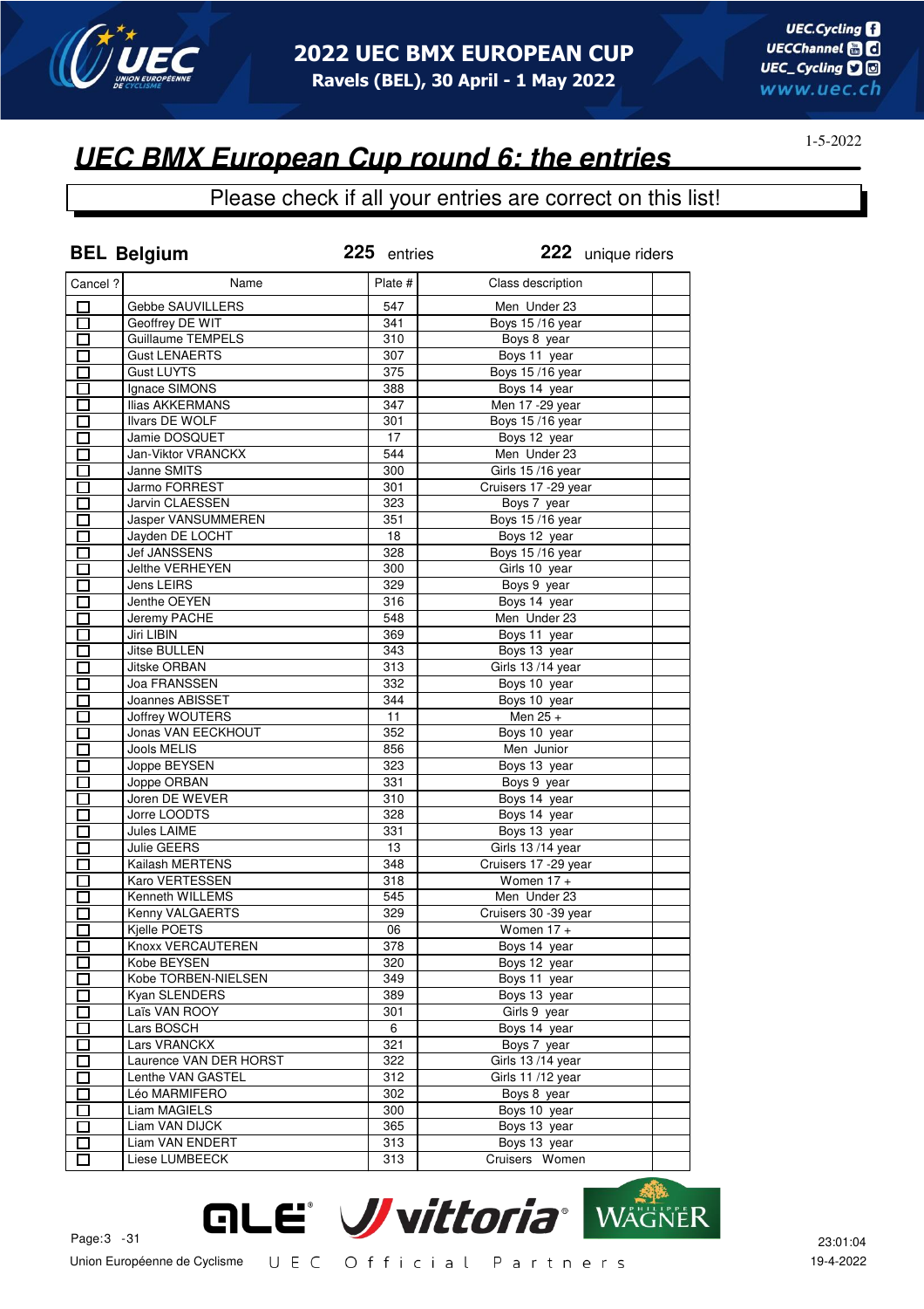# 2022 UEC BMX EUROPEAN CUP

**Ravels (BEL), 30 April - 1 May 2022**

1-5-2022

## *UEC BMX European Cup round 6: the entries*

Please check if all your entries are correct on this list!

**BEL Belgium** **225** entries **222** unique riders

| Cancel ? | Name | Plate # | Class description | |
|---|---|---|---|---|
| ☐ | Gebbe SAUVILLERS | 547 | Men Under 23 | |
| ☐ | Geoffrey DE WIT | 341 | Boys 15 /16 year | |
| ☐ | Guillaume TEMPELS | 310 | Boys 8 year | |
| ☐ | Gust LENAERTS | 307 | Boys 11 year | |
| ☐ | Gust LUYTS | 375 | Boys 15 /16 year | |
| ☐ | Ignace SIMONS | 388 | Boys 14 year | |
| ☐ | Ilias AKKERMANS | 347 | Men 17 -29 year | |
| ☐ | Ilvars DE WOLF | 301 | Boys 15 /16 year | |
| ☐ | Jamie DOSQUET | 17 | Boys 12 year | |
| ☐ | Jan-Viktor VRANCKX | 544 | Men Under 23 | |
| ☐ | Janne SMITS | 300 | Girls 15 /16 year | |
| ☐ | Jarmo FORREST | 301 | Cruisers 17 -29 year | |
| ☐ | Jarvin CLAESSEN | 323 | Boys 7 year | |
| ☐ | Jasper VANSUMMEREN | 351 | Boys 15 /16 year | |
| ☐ | Jayden DE LOCHT | 18 | Boys 12 year | |
| ☐ | Jef JANSSENS | 328 | Boys 15 /16 year | |
| ☐ | Jelthe VERHEYEN | 300 | Girls 10 year | |
| ☐ | Jens LEIRS | 329 | Boys 9 year | |
| ☐ | Jenthe OEYEN | 316 | Boys 14 year | |
| ☐ | Jeremy PACHE | 548 | Men Under 23 | |
| ☐ | Jiri LIBIN | 369 | Boys 11 year | |
| ☐ | Jitse BULLEN | 343 | Boys 13 year | |
| ☐ | Jitske ORBAN | 313 | Girls 13 /14 year | |
| ☐ | Joa FRANSSEN | 332 | Boys 10 year | |
| ☐ | Joannes ABISSET | 344 | Boys 10 year | |
| ☐ | Joffrey WOUTERS | 11 | Men 25 + | |
| ☐ | Jonas VAN EECKHOUT | 352 | Boys 10 year | |
| ☐ | Jools MELIS | 856 | Men Junior | |
| ☐ | Joppe BEYSEN | 323 | Boys 13 year | |
| ☐ | Joppe ORBAN | 331 | Boys 9 year | |
| ☐ | Joren DE WEVER | 310 | Boys 14 year | |
| ☐ | Jorre LOODTS | 328 | Boys 14 year | |
| ☐ | Jules LAIME | 331 | Boys 13 year | |
| ☐ | Julie GEERS | 13 | Girls 13 /14 year | |
| ☐ | Kailash MERTENS | 348 | Cruisers 17 -29 year | |
| ☐ | Karo VERTESSEN | 318 | Women 17 + | |
| ☐ | Kenneth WILLEMS | 545 | Men Under 23 | |
| ☐ | Kenny VALGAERTS | 329 | Cruisers 30 -39 year | |
| ☐ | Kjelle POETS | 06 | Women 17 + | |
| ☐ | Knoxx VERCAUTEREN | 378 | Boys 14 year | |
| ☐ | Kobe BEYSEN | 320 | Boys 12 year | |
| ☐ | Kobe TORBEN-NIELSEN | 349 | Boys 11 year | |
| ☐ | Kyan SLENDERS | 389 | Boys 13 year | |
| ☐ | Laïs VAN ROOY | 301 | Girls 9 year | |
| ☐ | Lars BOSCH | 6 | Boys 14 year | |
| ☐ | Lars VRANCKX | 321 | Boys 7 year | |
| ☐ | Laurence VAN DER HORST | 322 | Girls 13 /14 year | |
| ☐ | Lenthe VAN GASTEL | 312 | Girls 11 /12 year | |
| ☐ | Léo MARMIFERO | 302 | Boys 8 year | |
| ☐ | Liam MAGIELS | 300 | Boys 10 year | |
| ☐ | Liam VAN DIJCK | 365 | Boys 13 year | |
| ☐ | Liam VAN ENDERT | 313 | Boys 13 year | |
| ☐ | Liese LUMBEECK | 313 | Cruisers Women | |

Union Européenne de Cyclisme — UEC Official Partners

23:01:04
19-4-2022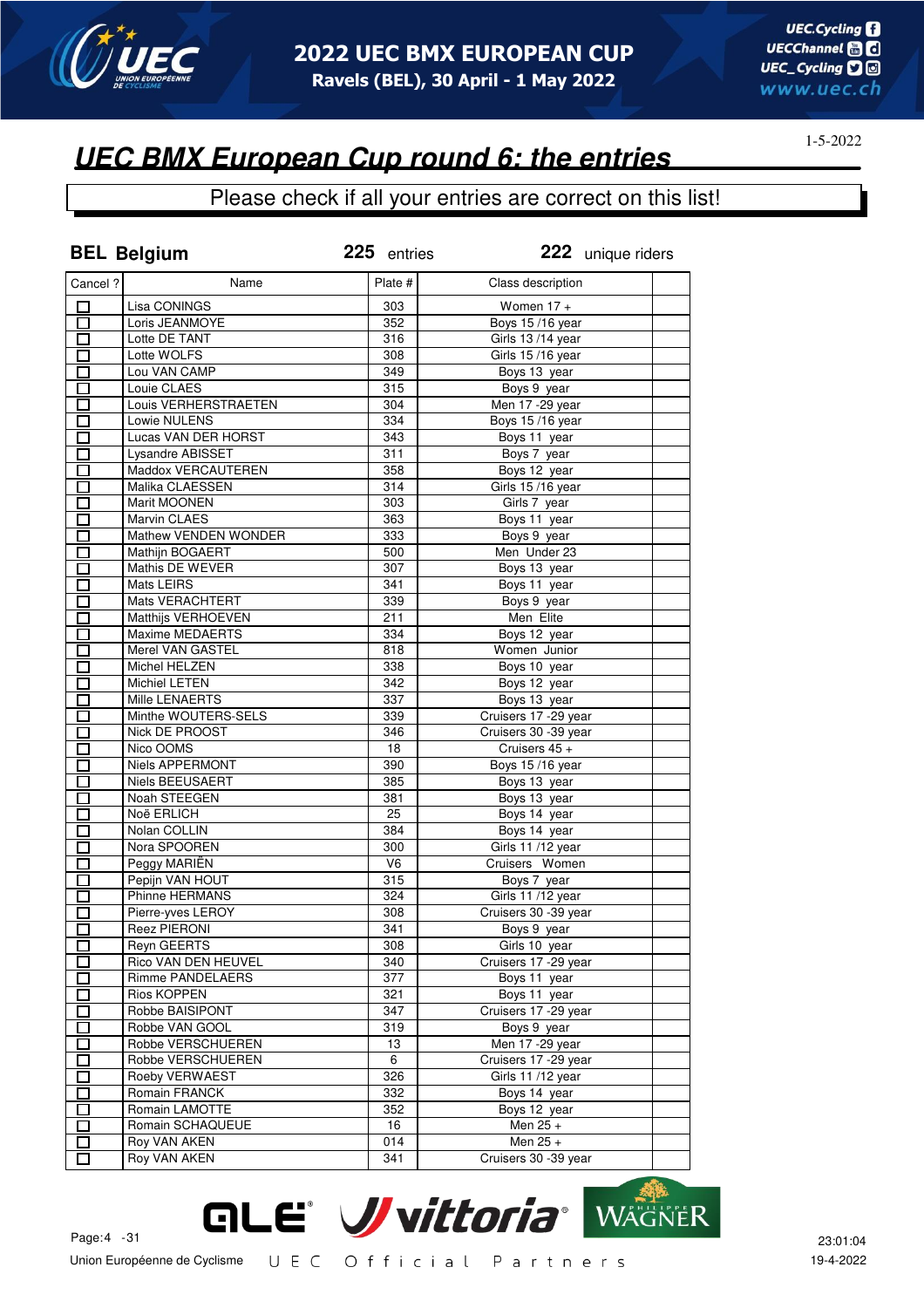# 2022 UEC BMX EUROPEAN CUP

**Ravels (BEL), 30 April - 1 May 2022**

1-5-2022

## UEC BMX European Cup round 6: the entries

Please check if all your entries are correct on this list!

**BEL Belgium** **225** entries **222** unique riders

| Cancel ? | Name | Plate # | Class description | |
|---|---|---|---|---|
| ☐ | Lisa CONINGS | 303 | Women 17 + | |
| ☐ | Loris JEANMOYE | 352 | Boys 15 /16 year | |
| ☐ | Lotte DE TANT | 316 | Girls 13 /14 year | |
| ☐ | Lotte WOLFS | 308 | Girls 15 /16 year | |
| ☐ | Lou VAN CAMP | 349 | Boys 13 year | |
| ☐ | Louie CLAES | 315 | Boys 9 year | |
| ☐ | Louis VERHERSTRAETEN | 304 | Men 17 -29 year | |
| ☐ | Lowie NULENS | 334 | Boys 15 /16 year | |
| ☐ | Lucas VAN DER HORST | 343 | Boys 11 year | |
| ☐ | Lysandre ABISSET | 311 | Boys 7 year | |
| ☐ | Maddox VERCAUTEREN | 358 | Boys 12 year | |
| ☐ | Malika CLAESSEN | 314 | Girls 15 /16 year | |
| ☐ | Marit MOONEN | 303 | Girls 7 year | |
| ☐ | Marvin CLAES | 363 | Boys 11 year | |
| ☐ | Mathew VENDEN WONDER | 333 | Boys 9 year | |
| ☐ | Mathijn BOGAERT | 500 | Men Under 23 | |
| ☐ | Mathis DE WEVER | 307 | Boys 13 year | |
| ☐ | Mats LEIRS | 341 | Boys 11 year | |
| ☐ | Mats VERACHTERT | 339 | Boys 9 year | |
| ☐ | Matthijs VERHOEVEN | 211 | Men Elite | |
| ☐ | Maxime MEDAERTS | 334 | Boys 12 year | |
| ☐ | Merel VAN GASTEL | 818 | Women Junior | |
| ☐ | Michel HELZEN | 338 | Boys 10 year | |
| ☐ | Michiel LETEN | 342 | Boys 12 year | |
| ☐ | Mille LENAERTS | 337 | Boys 13 year | |
| ☐ | Minthe WOUTERS-SELS | 339 | Cruisers 17 -29 year | |
| ☐ | Nick DE PROOST | 346 | Cruisers 30 -39 year | |
| ☐ | Nico OOMS | 18 | Cruisers 45 + | |
| ☐ | Niels APPERMONT | 390 | Boys 15 /16 year | |
| ☐ | Niels BEEUSAERT | 385 | Boys 13 year | |
| ☐ | Noah STEEGEN | 381 | Boys 13 year | |
| ☐ | Noë ERLICH | 25 | Boys 14 year | |
| ☐ | Nolan COLLIN | 384 | Boys 14 year | |
| ☐ | Nora SPOOREN | 300 | Girls 11 /12 year | |
| ☐ | Peggy MARIËN | V6 | Cruisers Women | |
| ☐ | Pepijn VAN HOUT | 315 | Boys 7 year | |
| ☐ | Phinne HERMANS | 324 | Girls 11 /12 year | |
| ☐ | Pierre-yves LEROY | 308 | Cruisers 30 -39 year | |
| ☐ | Reez PIERONI | 341 | Boys 9 year | |
| ☐ | Reyn GEERTS | 308 | Girls 10 year | |
| ☐ | Rico VAN DEN HEUVEL | 340 | Cruisers 17 -29 year | |
| ☐ | Rimme PANDELAERS | 377 | Boys 11 year | |
| ☐ | Rios KOPPEN | 321 | Boys 11 year | |
| ☐ | Robbe BAISIPONT | 347 | Cruisers 17 -29 year | |
| ☐ | Robbe VAN GOOL | 319 | Boys 9 year | |
| ☐ | Robbe VERSCHUEREN | 13 | Men 17 -29 year | |
| ☐ | Robbe VERSCHUEREN | 6 | Cruisers 17 -29 year | |
| ☐ | Roeby VERWAEST | 326 | Girls 11 /12 year | |
| ☐ | Romain FRANCK | 332 | Boys 14 year | |
| ☐ | Romain LAMOTTE | 352 | Boys 12 year | |
| ☐ | Romain SCHAQUEUE | 16 | Men 25 + | |
| ☐ | Roy VAN AKEN | 014 | Men 25 + | |
| ☐ | Roy VAN AKEN | 341 | Cruisers 30 -39 year | |

Union Européenne de Cyclisme — UEC Official Partners

23:01:04
19-4-2022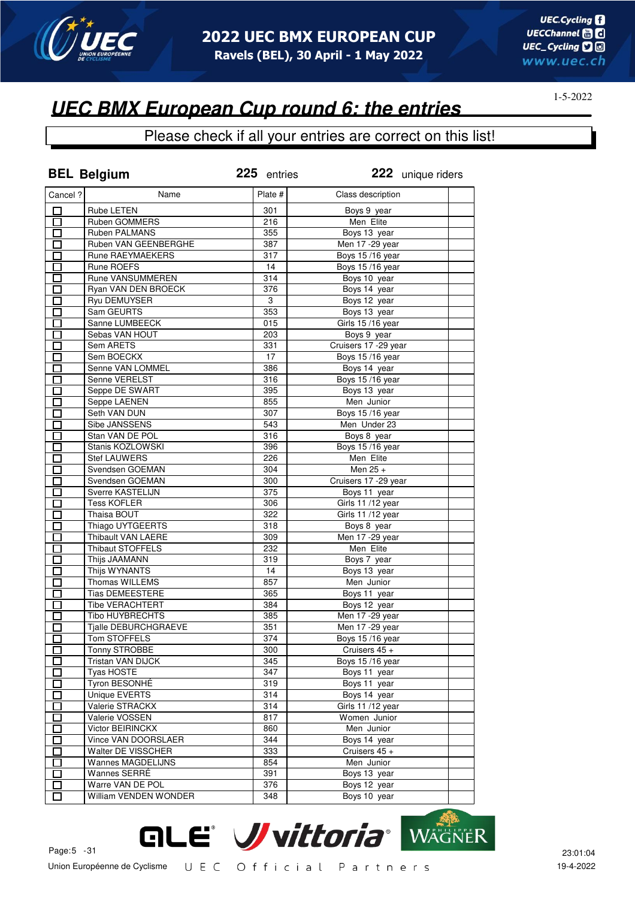# 2022 UEC BMX EUROPEAN CUP

Ravels (BEL), 30 April - 1 May 2022

1-5-2022

## UEC BMX European Cup round 6: the entries

Please check if all your entries are correct on this list!

**BEL Belgium** **225** entries **222** unique riders

| Cancel ? | Name | Plate # | Class description | |
|---|---|---|---|---|
| ☐ | Rube LETEN | 301 | Boys 9 year | |
| ☐ | Ruben GOMMERS | 216 | Men Elite | |
| ☐ | Ruben PALMANS | 355 | Boys 13 year | |
| ☐ | Ruben VAN GEENBERGHE | 387 | Men 17 -29 year | |
| ☐ | Rune RAEYMAEKERS | 317 | Boys 15 /16 year | |
| ☐ | Rune ROEFS | 14 | Boys 15 /16 year | |
| ☐ | Rune VANSUMMEREN | 314 | Boys 10 year | |
| ☐ | Ryan VAN DEN BROECK | 376 | Boys 14 year | |
| ☐ | Ryu DEMUYSER | 3 | Boys 12 year | |
| ☐ | Sam GEURTS | 353 | Boys 13 year | |
| ☐ | Sanne LUMBEECK | 015 | Girls 15 /16 year | |
| ☐ | Sebas VAN HOUT | 203 | Boys 9 year | |
| ☐ | Sem ARETS | 331 | Cruisers 17 -29 year | |
| ☐ | Sem BOECKX | 17 | Boys 15 /16 year | |
| ☐ | Senne VAN LOMMEL | 386 | Boys 14 year | |
| ☐ | Senne VERELST | 316 | Boys 15 /16 year | |
| ☐ | Seppe DE SWART | 395 | Boys 13 year | |
| ☐ | Seppe LAENEN | 855 | Men Junior | |
| ☐ | Seth VAN DUN | 307 | Boys 15 /16 year | |
| ☐ | Sibe JANSSENS | 543 | Men Under 23 | |
| ☐ | Stan VAN DE POL | 316 | Boys 8 year | |
| ☐ | Stanis KOZLOWSKI | 396 | Boys 15 /16 year | |
| ☐ | Stef LAUWERS | 226 | Men Elite | |
| ☐ | Svendsen GOEMAN | 304 | Men 25 + | |
| ☐ | Svendsen GOEMAN | 300 | Cruisers 17 -29 year | |
| ☐ | Sverre KASTELIJN | 375 | Boys 11 year | |
| ☐ | Tess KOFLER | 306 | Girls 11 /12 year | |
| ☐ | Thaisa BOUT | 322 | Girls 11 /12 year | |
| ☐ | Thiago UYTGEERTS | 318 | Boys 8 year | |
| ☐ | Thibault VAN LAERE | 309 | Men 17 -29 year | |
| ☐ | Thibaut STOFFELS | 232 | Men Elite | |
| ☐ | Thijs JAAMANN | 319 | Boys 7 year | |
| ☐ | Thijs WYNANTS | 14 | Boys 13 year | |
| ☐ | Thomas WILLEMS | 857 | Men Junior | |
| ☐ | Tias DEMEESTERE | 365 | Boys 11 year | |
| ☐ | Tibe VERACHTERT | 384 | Boys 12 year | |
| ☐ | Tibo HUYBRECHTS | 385 | Men 17 -29 year | |
| ☐ | Tjalle DEBURCHGRAEVE | 351 | Men 17 -29 year | |
| ☐ | Tom STOFFELS | 374 | Boys 15 /16 year | |
| ☐ | Tonny STROBBE | 300 | Cruisers 45 + | |
| ☐ | Tristan VAN DIJCK | 345 | Boys 15 /16 year | |
| ☐ | Tyas HOSTE | 347 | Boys 11 year | |
| ☐ | Tyron BESONHÉ | 319 | Boys 11 year | |
| ☐ | Unique EVERTS | 314 | Boys 14 year | |
| ☐ | Valerie STRACKX | 314 | Girls 11 /12 year | |
| ☐ | Valerie VOSSEN | 817 | Women Junior | |
| ☐ | Victor BEIRINCKX | 860 | Men Junior | |
| ☐ | Vince VAN DOORSLAER | 344 | Boys 14 year | |
| ☐ | Walter DE VISSCHER | 333 | Cruisers 45 + | |
| ☐ | Wannes MAGDELIJNS | 854 | Men Junior | |
| ☐ | Wannes SERRÉ | 391 | Boys 13 year | |
| ☐ | Warre VAN DE POL | 376 | Boys 12 year | |
| ☐ | William VENDEN WONDER | 348 | Boys 10 year | |

Union Européenne de Cyclisme — UEC Official Partners

23:01:04
19-4-2022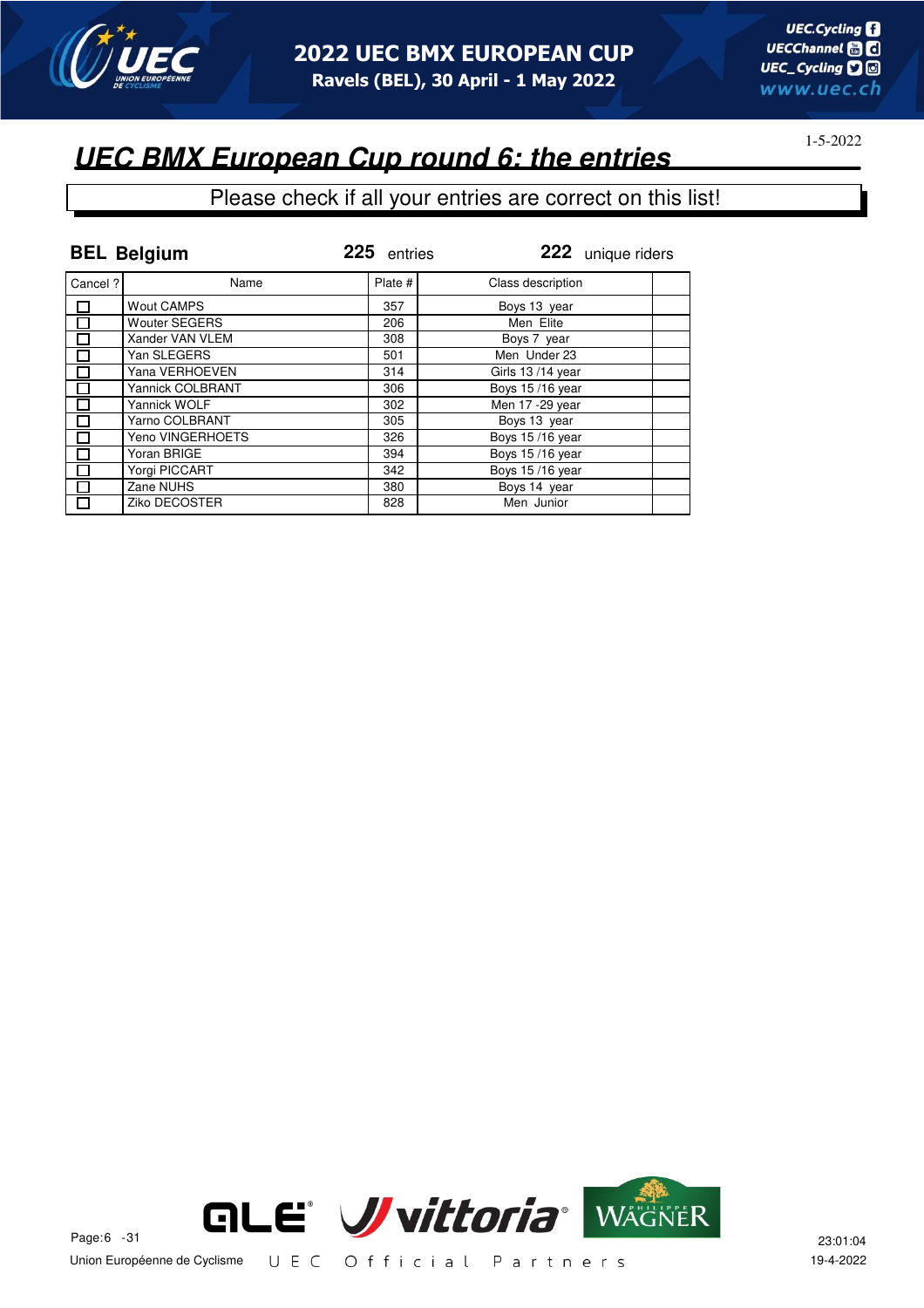# UEC BMX European Cup round 6: the entries

1-5-2022

Please check if all your entries are correct on this list!

**BEL Belgium** **225** entries **222** unique riders

| Cancel ? | Name | Plate # | Class description | |
|---|---|---|---|---|
| ☐ | Wout CAMPS | 357 | Boys 13 year | |
| ☐ | Wouter SEGERS | 206 | Men Elite | |
| ☐ | Xander VAN VLEM | 308 | Boys 7 year | |
| ☐ | Yan SLEGERS | 501 | Men Under 23 | |
| ☐ | Yana VERHOEVEN | 314 | Girls 13 /14 year | |
| ☐ | Yannick COLBRANT | 306 | Boys 15 /16 year | |
| ☐ | Yannick WOLF | 302 | Men 17 -29 year | |
| ☐ | Yarno COLBRANT | 305 | Boys 13 year | |
| ☐ | Yeno VINGERHOETS | 326 | Boys 15 /16 year | |
| ☐ | Yoran BRIGE | 394 | Boys 15 /16 year | |
| ☐ | Yorgi PICCART | 342 | Boys 15 /16 year | |
| ☐ | Zane NUHS | 380 | Boys 14 year | |
| ☐ | Ziko DECOSTER | 828 | Men Junior | |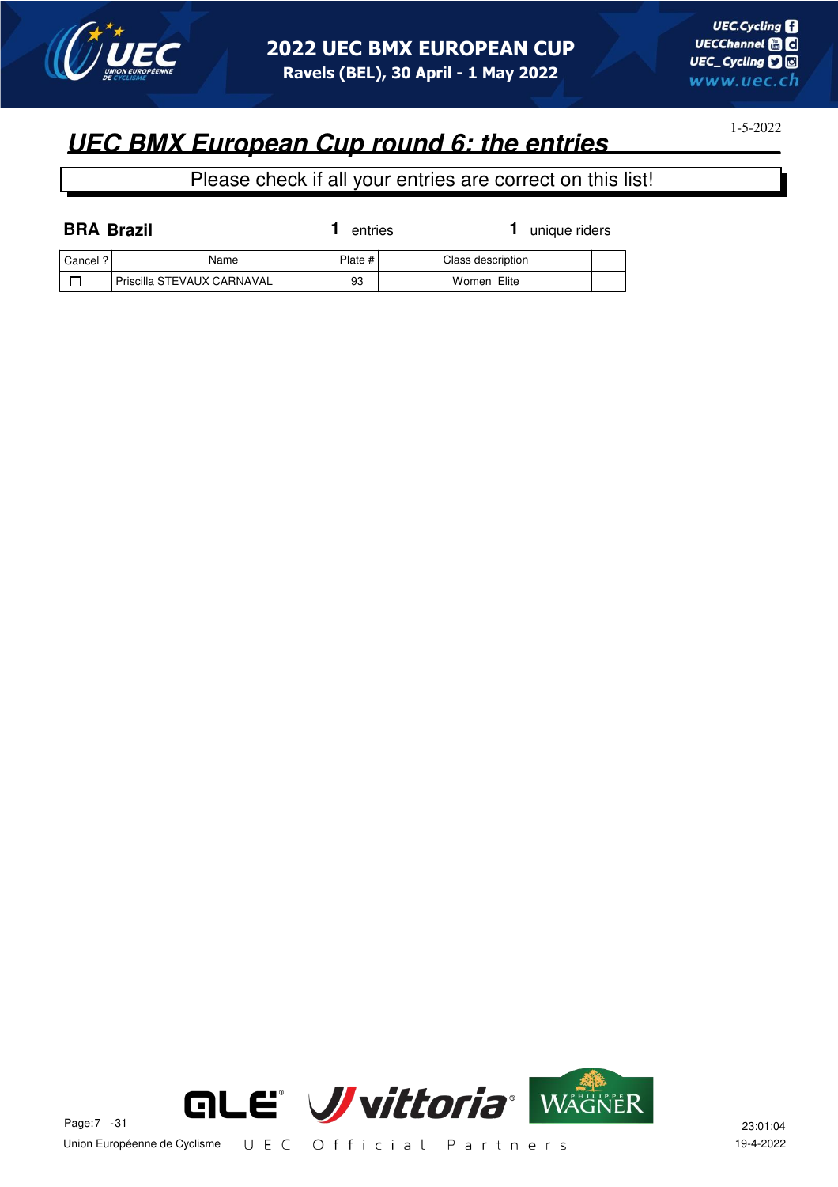## UEC BMX European Cup round 6: the entries

1-5-2022

Please check if all your entries are correct on this list!

**BRA Brazil** 1 entries 1 unique riders

| Cancel ? | Name | Plate # | Class description | |
|---|---|---|---|---|
| ☐ | Priscilla STEVAUX CARNAVAL | 93 | Women Elite | |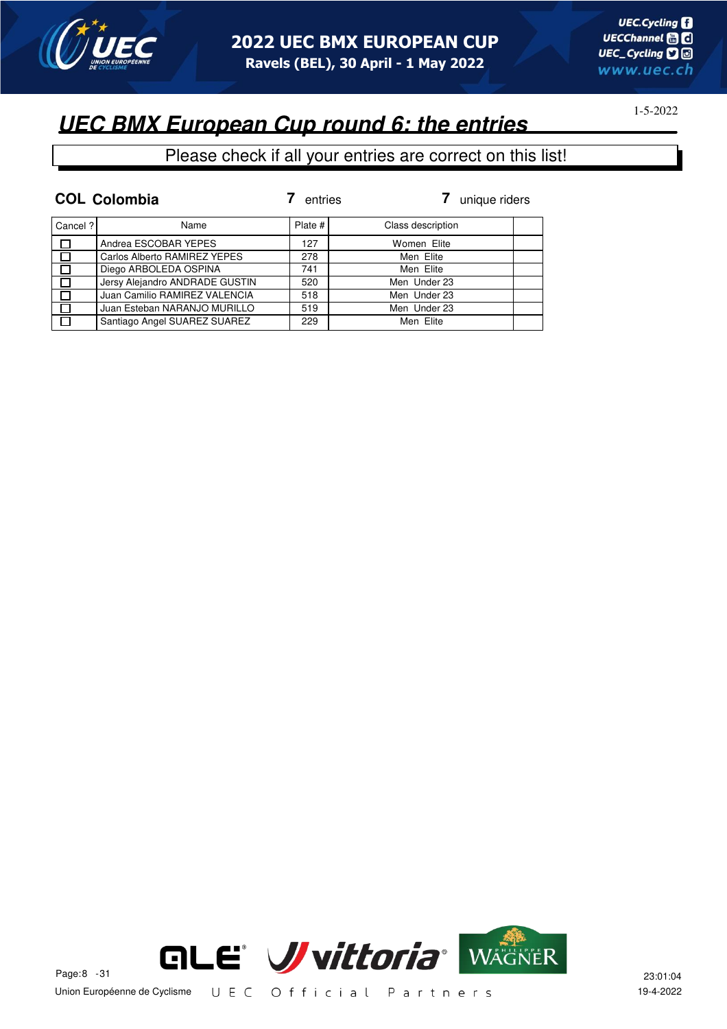# 2022 UEC BMX EUROPEAN CUP

**Ravels (BEL), 30 April - 1 May 2022**

1-5-2022

## *UEC BMX European Cup round 6: the entries*

Please check if all your entries are correct on this list!

**COL Colombia** **7** entries **7** unique riders

| Cancel ? | Name | Plate # | Class description | |
|---|---|---|---|---|
| ☐ | Andrea ESCOBAR YEPES | 127 | Women Elite | |
| ☐ | Carlos Alberto RAMIREZ YEPES | 278 | Men Elite | |
| ☐ | Diego ARBOLEDA OSPINA | 741 | Men Elite | |
| ☐ | Jersy Alejandro ANDRADE GUSTIN | 520 | Men Under 23 | |
| ☐ | Juan Camilio RAMIREZ VALENCIA | 518 | Men Under 23 | |
| ☐ | Juan Esteban NARANJO MURILLO | 519 | Men Under 23 | |
| ☐ | Santiago Angel SUAREZ SUAREZ | 229 | Men Elite | |

Union Européenne de Cyclisme    U E C Official Partners

23:01:04
19-4-2022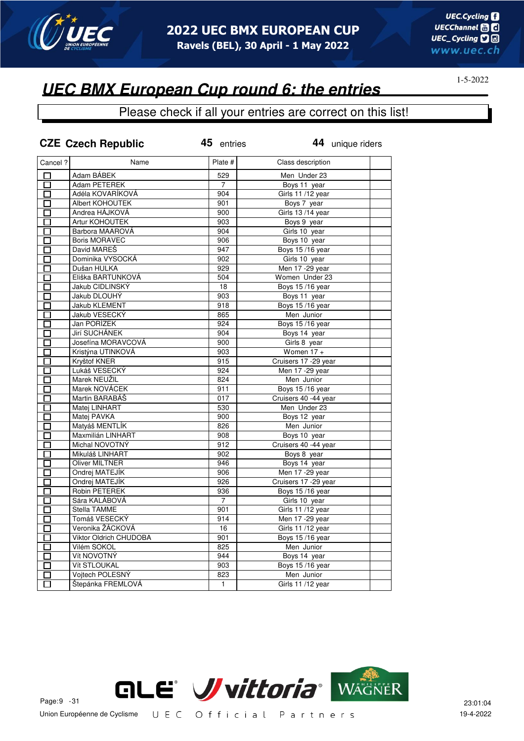# 2022 UEC BMX EUROPEAN CUP

Ravels (BEL), 30 April - 1 May 2022

1-5-2022

## UEC BMX European Cup round 6: the entries

Please check if all your entries are correct on this list!

**CZE Czech Republic** 45 entries 44 unique riders

| Cancel ? | Name | Plate # | Class description | |
|---|---|---|---|---|
| ☐ | Adam BÁBEK | 529 | Men Under 23 | |
| ☐ | Adam PETEREK | 7 | Boys 11 year | |
| ☐ | Adéla KOVARÍKOVÁ | 904 | Girls 11 /12 year | |
| ☐ | Albert KOHOUTEK | 901 | Boys 7 year | |
| ☐ | Andrea HÁJKOVÁ | 900 | Girls 13 /14 year | |
| ☐ | Artur KOHOUTEK | 903 | Boys 9 year | |
| ☐ | Barbora MAAROVÁ | 904 | Girls 10 year | |
| ☐ | Boris MORAVEC | 906 | Boys 10 year | |
| ☐ | David MAREŠ | 947 | Boys 15 /16 year | |
| ☐ | Dominika VYSOCKÁ | 902 | Girls 10 year | |
| ☐ | Dušan HULKA | 929 | Men 17 -29 year | |
| ☐ | Eliška BARTUNKOVÁ | 504 | Women Under 23 | |
| ☐ | Jakub CIDLINSKÝ | 18 | Boys 15 /16 year | |
| ☐ | Jakub DLOUHÝ | 903 | Boys 11 year | |
| ☐ | Jakub KLEMENT | 918 | Boys 15 /16 year | |
| ☐ | Jakub VESECKÝ | 865 | Men Junior | |
| ☐ | Jan PORÍZEK | 924 | Boys 15 /16 year | |
| ☐ | Jirí SUCHÁNEK | 904 | Boys 14 year | |
| ☐ | Josefína MORAVCOVÁ | 900 | Girls 8 year | |
| ☐ | Kristýna UTINKOVÁ | 903 | Women 17 + | |
| ☐ | Kryštof KNER | 915 | Cruisers 17 -29 year | |
| ☐ | Lukáš VESECKÝ | 924 | Men 17 -29 year | |
| ☐ | Marek NEUŽIL | 824 | Men Junior | |
| ☐ | Marek NOVÁCEK | 911 | Boys 15 /16 year | |
| ☐ | Martin BARABÁŠ | 017 | Cruisers 40 -44 year | |
| ☐ | Matej LINHART | 530 | Men Under 23 | |
| ☐ | Matej PAVKA | 900 | Boys 12 year | |
| ☐ | Matyáš MENTLÍK | 826 | Men Junior | |
| ☐ | Maxmilián LINHART | 908 | Boys 10 year | |
| ☐ | Michal NOVOTNÝ | 912 | Cruisers 40 -44 year | |
| ☐ | Mikuláš LINHART | 902 | Boys 8 year | |
| ☐ | Oliver MILTNER | 946 | Boys 14 year | |
| ☐ | Ondrej MATEJÍK | 906 | Men 17 -29 year | |
| ☐ | Ondrej MATEJÍK | 926 | Cruisers 17 -29 year | |
| ☐ | Robin PETEREK | 936 | Boys 15 /16 year | |
| ☐ | Sára KALÁBOVÁ | 7 | Girls 10 year | |
| ☐ | Stella TAMME | 901 | Girls 11 /12 year | |
| ☐ | Tomáš VESECKÝ | 914 | Men 17 -29 year | |
| ☐ | Veronika ŽÁCKOVÁ | 16 | Girls 11 /12 year | |
| ☐ | Viktor Oldrich CHUDOBA | 901 | Boys 15 /16 year | |
| ☐ | Vilém SOKOL | 825 | Men Junior | |
| ☐ | Vít NOVOTNÝ | 944 | Boys 14 year | |
| ☐ | Vít STLOUKAL | 903 | Boys 15 /16 year | |
| ☐ | Vojtech POLESNÝ | 823 | Men Junior | |
| ☐ | Štepánka FREMLOVÁ | 1 | Girls 11 /12 year | |

Union Européenne de Cyclisme — UEC Official Partners

23:01:04
19-4-2022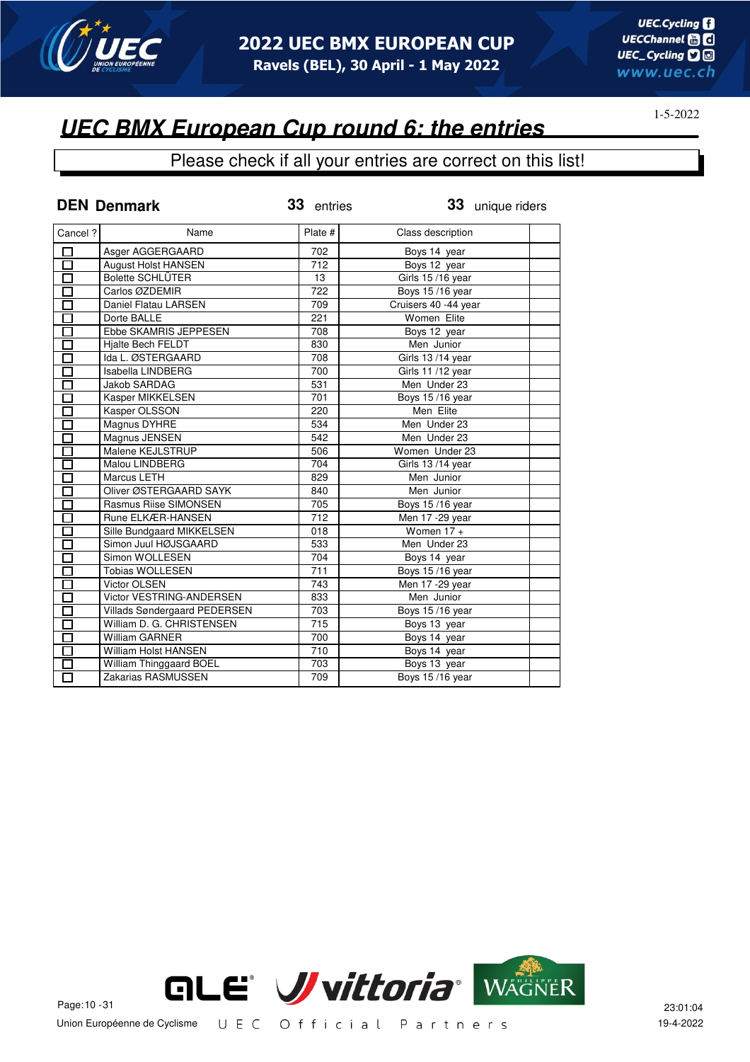# 2022 UEC BMX EUROPEAN CUP

Ravels (BEL), 30 April - 1 May 2022

1-5-2022

## UEC BMX European Cup round 6: the entries

Please check if all your entries are correct on this list!

**DEN Denmark** **33** entries **33** unique riders

| Cancel ? | Name | Plate # | Class description | |
|---|---|---|---|---|
| ☐ | Asger AGGERGAARD | 702 | Boys 14 year | |
| ☐ | August Holst HANSEN | 712 | Boys 12 year | |
| ☐ | Bolette SCHLÜTER | 13 | Girls 15 /16 year | |
| ☐ | Carlos ØZDEMIR | 722 | Boys 15 /16 year | |
| ☐ | Daniel Flatau LARSEN | 709 | Cruisers 40 -44 year | |
| ☐ | Dorte BALLE | 221 | Women Elite | |
| ☐ | Ebbe SKAMRIS JEPPESEN | 708 | Boys 12 year | |
| ☐ | Hjalte Bech FELDT | 830 | Men Junior | |
| ☐ | Ida L. ØSTERGAARD | 708 | Girls 13 /14 year | |
| ☐ | Isabella LINDBERG | 700 | Girls 11 /12 year | |
| ☐ | Jakob SARDAG | 531 | Men Under 23 | |
| ☐ | Kasper MIKKELSEN | 701 | Boys 15 /16 year | |
| ☐ | Kasper OLSSON | 220 | Men Elite | |
| ☐ | Magnus DYHRE | 534 | Men Under 23 | |
| ☐ | Magnus JENSEN | 542 | Men Under 23 | |
| ☐ | Malene KEJLSTRUP | 506 | Women Under 23 | |
| ☐ | Malou LINDBERG | 704 | Girls 13 /14 year | |
| ☐ | Marcus LETH | 829 | Men Junior | |
| ☐ | Oliver ØSTERGAARD SAYK | 840 | Men Junior | |
| ☐ | Rasmus Riise SIMONSEN | 705 | Boys 15 /16 year | |
| ☐ | Rune ELKÆR-HANSEN | 712 | Men 17 -29 year | |
| ☐ | Sille Bundgaard MIKKELSEN | 018 | Women 17 + | |
| ☐ | Simon Juul HØJSGAARD | 533 | Men Under 23 | |
| ☐ | Simon WOLLESEN | 704 | Boys 14 year | |
| ☐ | Tobias WOLLESEN | 711 | Boys 15 /16 year | |
| ☐ | Victor OLSEN | 743 | Men 17 -29 year | |
| ☐ | Victor VESTRING-ANDERSEN | 833 | Men Junior | |
| ☐ | Villads Søndergaard PEDERSEN | 703 | Boys 15 /16 year | |
| ☐ | William D. G. CHRISTENSEN | 715 | Boys 13 year | |
| ☐ | William GARNER | 700 | Boys 14 year | |
| ☐ | William Holst HANSEN | 710 | Boys 14 year | |
| ☐ | William Thinggaard BOEL | 703 | Boys 13 year | |
| ☐ | Zakarias RASMUSSEN | 709 | Boys 15 /16 year | |

Union Européenne de Cyclisme — UEC Official Partners

23:01:04
19-4-2022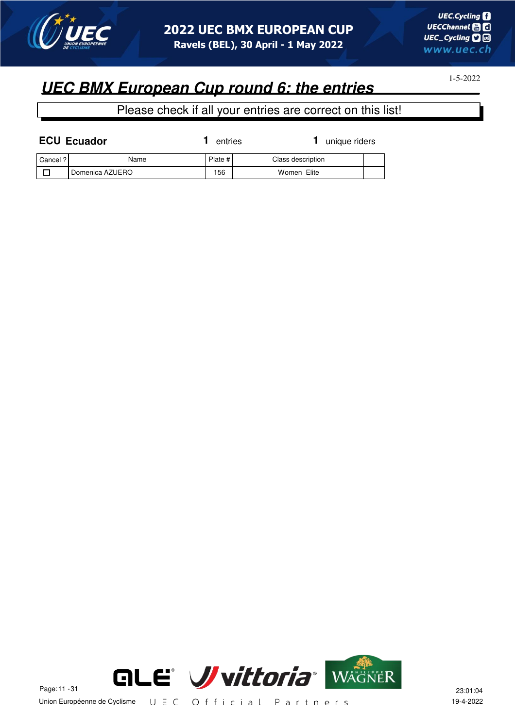# UEC BMX European Cup round 6: the entries

1-5-2022

Please check if all your entries are correct on this list!

**ECU Ecuador** **1** entries **1** unique riders

| Cancel ? | Name | Plate # | Class description | |
|---|---|---|---|---|
| ☐ | Domenica AZUERO | 156 | Women Elite | |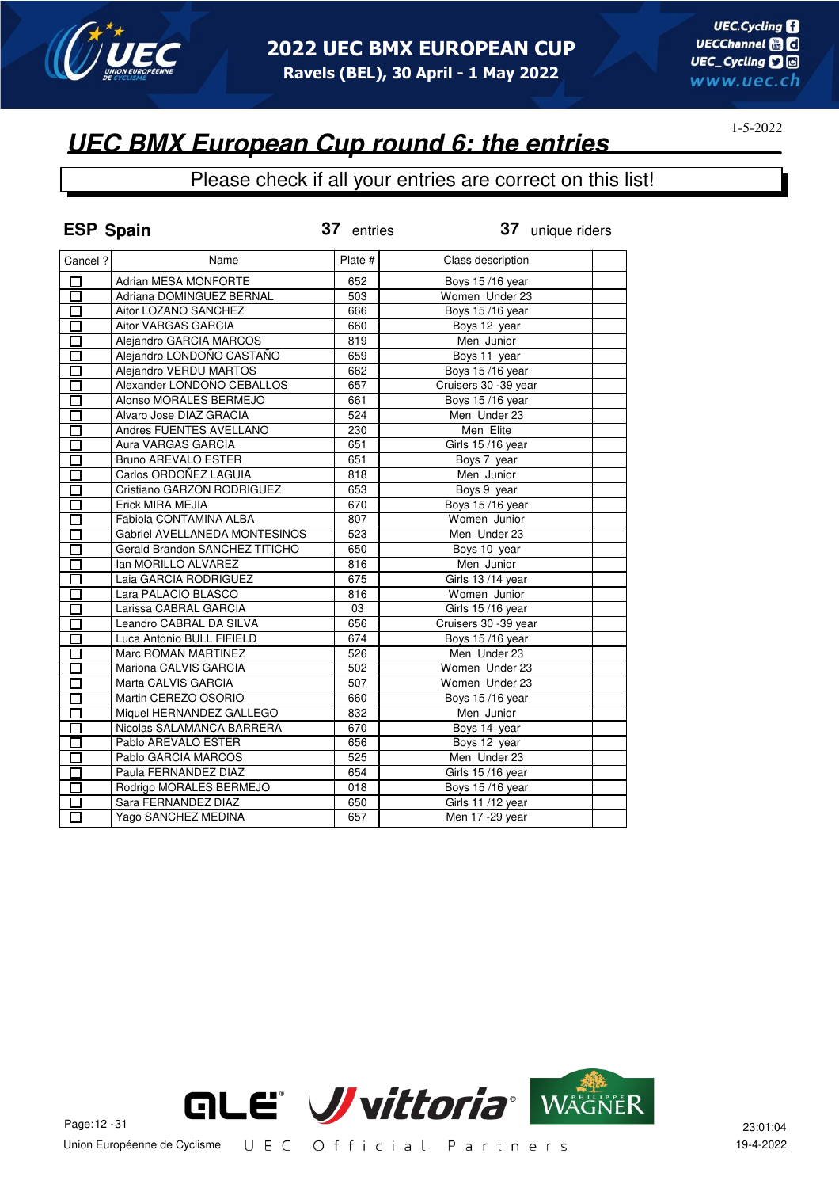# 2022 UEC BMX EUROPEAN CUP

**Ravels (BEL), 30 April - 1 May 2022**

1-5-2022

## *UEC BMX European Cup round 6: the entries*

Please check if all your entries are correct on this list!

**ESP Spain** — **37** entries — **37** unique riders

| Cancel ? | Name | Plate # | Class description | |
|---|---|---|---|---|
| ☐ | Adrian MESA MONFORTE | 652 | Boys 15 /16 year | |
| ☐ | Adriana DOMINGUEZ BERNAL | 503 | Women Under 23 | |
| ☐ | Aitor LOZANO SANCHEZ | 666 | Boys 15 /16 year | |
| ☐ | Aitor VARGAS GARCIA | 660 | Boys 12 year | |
| ☐ | Alejandro GARCIA MARCOS | 819 | Men Junior | |
| ☐ | Alejandro LONDOÑO CASTAÑO | 659 | Boys 11 year | |
| ☐ | Alejandro VERDU MARTOS | 662 | Boys 15 /16 year | |
| ☐ | Alexander LONDOÑO CEBALLOS | 657 | Cruisers 30 -39 year | |
| ☐ | Alonso MORALES BERMEJO | 661 | Boys 15 /16 year | |
| ☐ | Alvaro Jose DIAZ GRACIA | 524 | Men Under 23 | |
| ☐ | Andres FUENTES AVELLANO | 230 | Men Elite | |
| ☐ | Aura VARGAS GARCIA | 651 | Girls 15 /16 year | |
| ☐ | Bruno AREVALO ESTER | 651 | Boys 7 year | |
| ☐ | Carlos ORDOÑEZ LAGUIA | 818 | Men Junior | |
| ☐ | Cristiano GARZON RODRIGUEZ | 653 | Boys 9 year | |
| ☐ | Erick MIRA MEJIA | 670 | Boys 15 /16 year | |
| ☐ | Fabiola CONTAMINA ALBA | 807 | Women Junior | |
| ☐ | Gabriel AVELLANEDA MONTESINOS | 523 | Men Under 23 | |
| ☐ | Gerald Brandon SANCHEZ TITICHO | 650 | Boys 10 year | |
| ☐ | Ian MORILLO ALVAREZ | 816 | Men Junior | |
| ☐ | Laia GARCIA RODRIGUEZ | 675 | Girls 13 /14 year | |
| ☐ | Lara PALACIO BLASCO | 816 | Women Junior | |
| ☐ | Larissa CABRAL GARCIA | 03 | Girls 15 /16 year | |
| ☐ | Leandro CABRAL DA SILVA | 656 | Cruisers 30 -39 year | |
| ☐ | Luca Antonio BULL FIFIELD | 674 | Boys 15 /16 year | |
| ☐ | Marc ROMAN MARTINEZ | 526 | Men Under 23 | |
| ☐ | Mariona CALVIS GARCIA | 502 | Women Under 23 | |
| ☐ | Marta CALVIS GARCIA | 507 | Women Under 23 | |
| ☐ | Martin CEREZO OSORIO | 660 | Boys 15 /16 year | |
| ☐ | Miquel HERNANDEZ GALLEGO | 832 | Men Junior | |
| ☐ | Nicolas SALAMANCA BARRERA | 670 | Boys 14 year | |
| ☐ | Pablo AREVALO ESTER | 656 | Boys 12 year | |
| ☐ | Pablo GARCIA MARCOS | 525 | Men Under 23 | |
| ☐ | Paula FERNANDEZ DIAZ | 654 | Girls 15 /16 year | |
| ☐ | Rodrigo MORALES BERMEJO | 018 | Boys 15 /16 year | |
| ☐ | Sara FERNANDEZ DIAZ | 650 | Girls 11 /12 year | |
| ☐ | Yago SANCHEZ MEDINA | 657 | Men 17 -29 year | |

Union Européenne de Cyclisme — UEC Official Partners

23:01:04
19-4-2022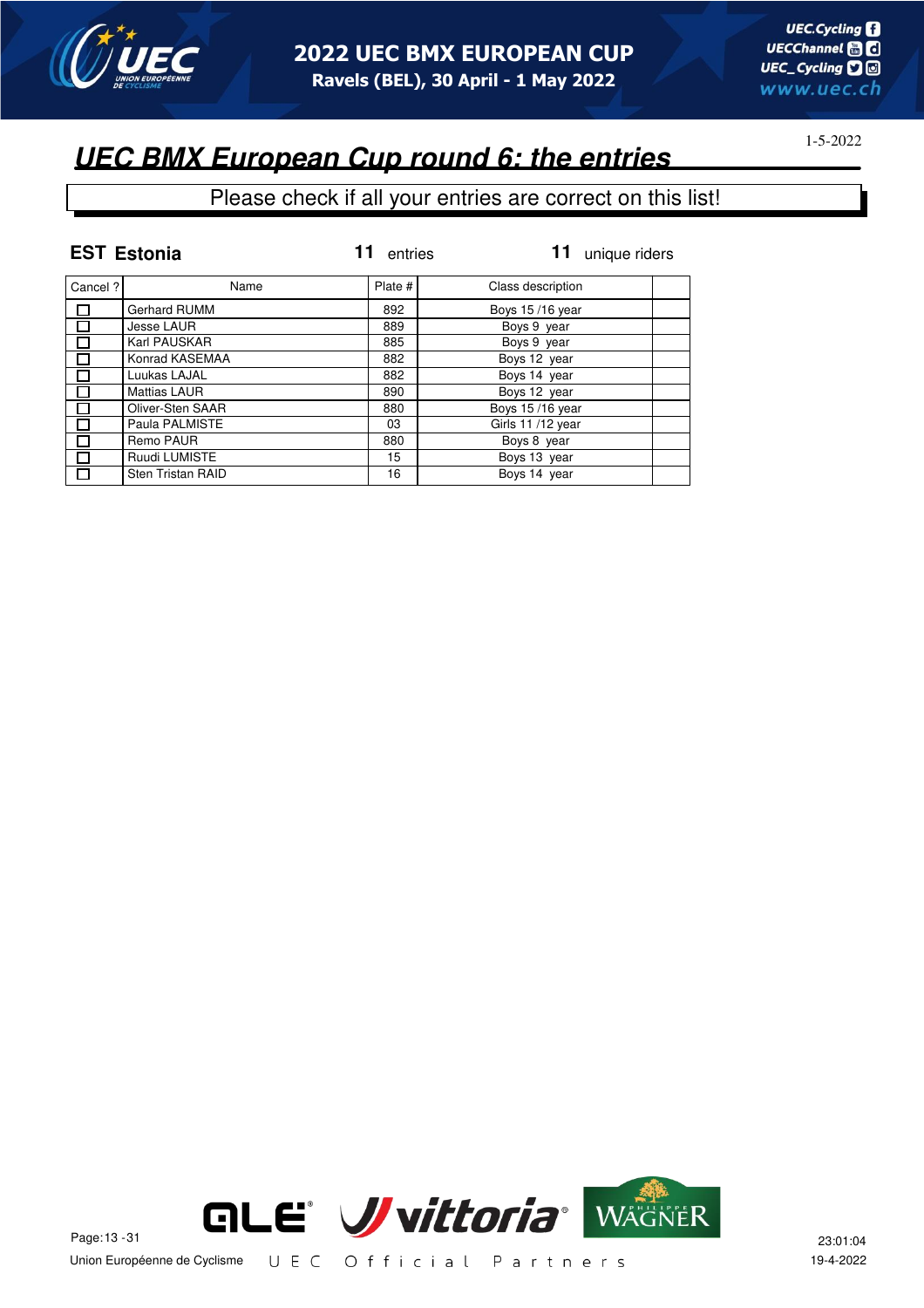# 2022 UEC BMX EUROPEAN CUP

Ravels (BEL), 30 April - 1 May 2022

1-5-2022

## *UEC BMX European Cup round 6: the entries*

Please check if all your entries are correct on this list!

**EST Estonia** **11** entries **11** unique riders

| Cancel ? | Name | Plate # | Class description | |
|---|---|---|---|---|
| ☐ | Gerhard RUMM | 892 | Boys 15 /16 year | |
| ☐ | Jesse LAUR | 889 | Boys 9 year | |
| ☐ | Karl PAUSKAR | 885 | Boys 9 year | |
| ☐ | Konrad KASEMAA | 882 | Boys 12 year | |
| ☐ | Luukas LAJAL | 882 | Boys 14 year | |
| ☐ | Mattias LAUR | 890 | Boys 12 year | |
| ☐ | Oliver-Sten SAAR | 880 | Boys 15 /16 year | |
| ☐ | Paula PALMISTE | 03 | Girls 11 /12 year | |
| ☐ | Remo PAUR | 880 | Boys 8 year | |
| ☐ | Ruudi LUMISTE | 15 | Boys 13 year | |
| ☐ | Sten Tristan RAID | 16 | Boys 14 year | |

Union Européenne de Cyclisme     UEC Official Partners

23:01:04
19-4-2022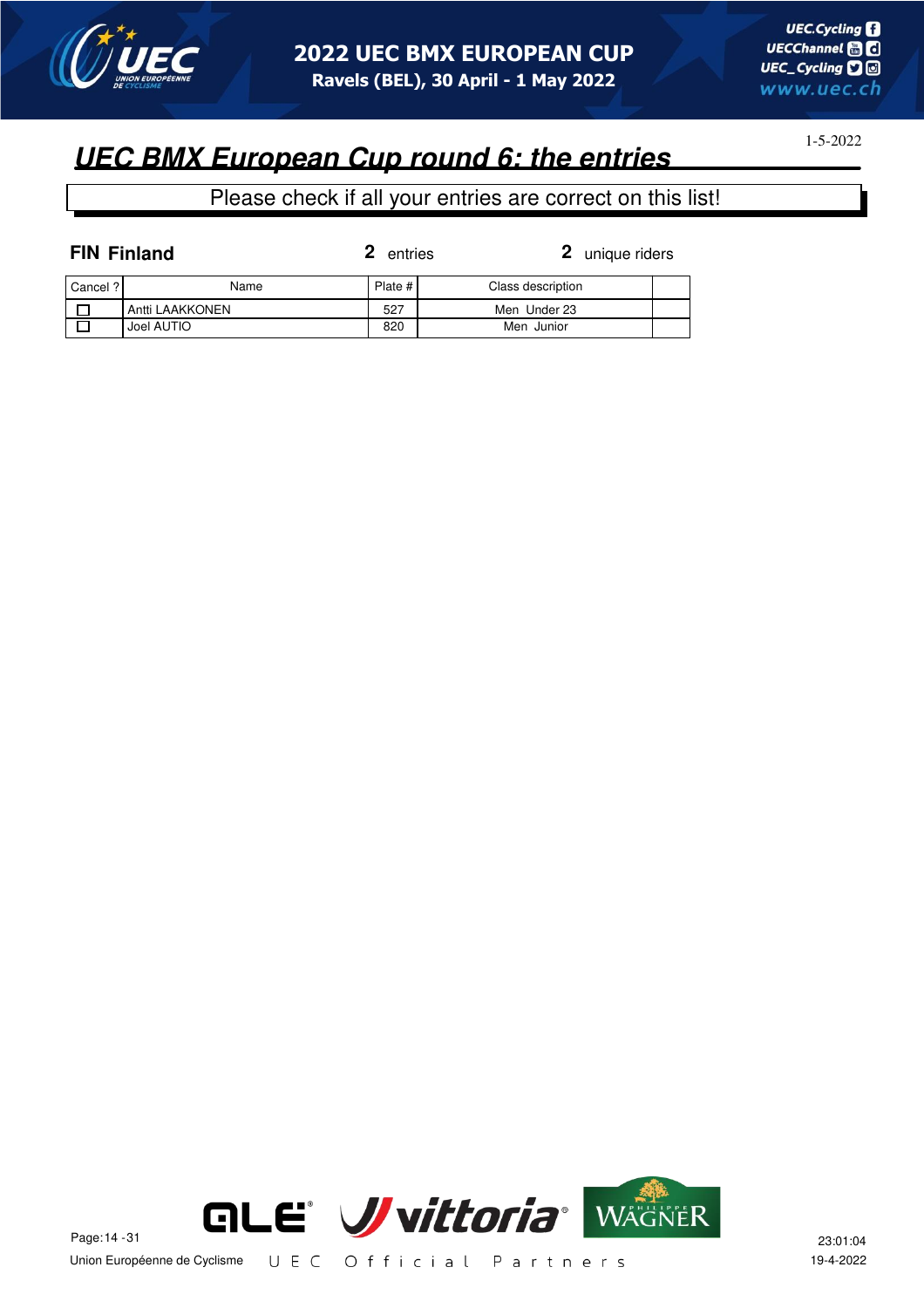# 2022 UEC BMX EUROPEAN CUP

**Ravels (BEL), 30 April - 1 May 2022**

1-5-2022

## *UEC BMX European Cup round 6: the entries*

Please check if all your entries are correct on this list!

**FIN Finland** — **2** entries — **2** unique riders

| Cancel ? | Name | Plate # | Class description | |
|---|---|---|---|---|
| ☐ | Antti LAAKKONEN | 527 | Men Under 23 | |
| ☐ | Joel AUTIO | 820 | Men Junior | |

Union Européenne de Cyclisme — UEC Official Partners

23:01:04
19-4-2022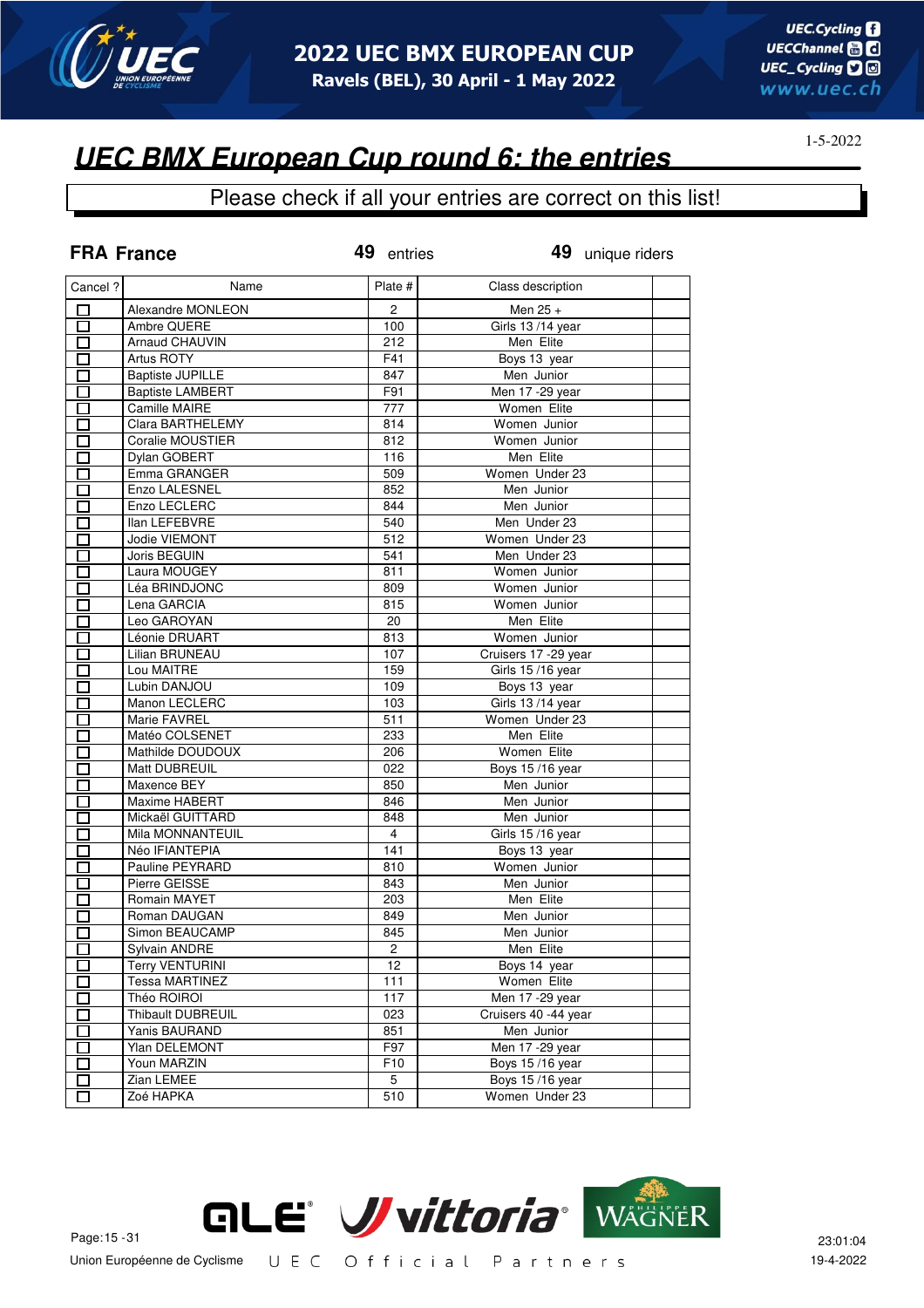# 2022 UEC BMX EUROPEAN CUP

**Ravels (BEL), 30 April - 1 May 2022**

1-5-2022

## *UEC BMX European Cup round 6: the entries*

Please check if all your entries are correct on this list!

**FRA France** — **49** entries — **49** unique riders

| Cancel ? | Name | Plate # | Class description | |
|---|---|---|---|---|
| ☐ | Alexandre MONLEON | 2 | Men 25 + | |
| ☐ | Ambre QUERE | 100 | Girls 13 /14 year | |
| ☐ | Arnaud CHAUVIN | 212 | Men Elite | |
| ☐ | Artus ROTY | F41 | Boys 13 year | |
| ☐ | Baptiste JUPILLE | 847 | Men Junior | |
| ☐ | Baptiste LAMBERT | F91 | Men 17 -29 year | |
| ☐ | Camille MAIRE | 777 | Women Elite | |
| ☐ | Clara BARTHELEMY | 814 | Women Junior | |
| ☐ | Coralie MOUSTIER | 812 | Women Junior | |
| ☐ | Dylan GOBERT | 116 | Men Elite | |
| ☐ | Emma GRANGER | 509 | Women Under 23 | |
| ☐ | Enzo LALESNEL | 852 | Men Junior | |
| ☐ | Enzo LECLERC | 844 | Men Junior | |
| ☐ | Ilan LEFEBVRE | 540 | Men Under 23 | |
| ☐ | Jodie VIEMONT | 512 | Women Under 23 | |
| ☐ | Joris BEGUIN | 541 | Men Under 23 | |
| ☐ | Laura MOUGEY | 811 | Women Junior | |
| ☐ | Léa BRINDJONC | 809 | Women Junior | |
| ☐ | Lena GARCIA | 815 | Women Junior | |
| ☐ | Leo GAROYAN | 20 | Men Elite | |
| ☐ | Léonie DRUART | 813 | Women Junior | |
| ☐ | Lilian BRUNEAU | 107 | Cruisers 17 -29 year | |
| ☐ | Lou MAITRE | 159 | Girls 15 /16 year | |
| ☐ | Lubin DANJOU | 109 | Boys 13 year | |
| ☐ | Manon LECLERC | 103 | Girls 13 /14 year | |
| ☐ | Marie FAVREL | 511 | Women Under 23 | |
| ☐ | Matéo COLSENET | 233 | Men Elite | |
| ☐ | Mathilde DOUDOUX | 206 | Women Elite | |
| ☐ | Matt DUBREUIL | 022 | Boys 15 /16 year | |
| ☐ | Maxence BEY | 850 | Men Junior | |
| ☐ | Maxime HABERT | 846 | Men Junior | |
| ☐ | Mickaël GUITTARD | 848 | Men Junior | |
| ☐ | Mila MONNANTEUIL | 4 | Girls 15 /16 year | |
| ☐ | Néo IFIANTEPIA | 141 | Boys 13 year | |
| ☐ | Pauline PEYRARD | 810 | Women Junior | |
| ☐ | Pierre GEISSE | 843 | Men Junior | |
| ☐ | Romain MAYET | 203 | Men Elite | |
| ☐ | Roman DAUGAN | 849 | Men Junior | |
| ☐ | Simon BEAUCAMP | 845 | Men Junior | |
| ☐ | Sylvain ANDRE | 2 | Men Elite | |
| ☐ | Terry VENTURINI | 12 | Boys 14 year | |
| ☐ | Tessa MARTINEZ | 111 | Women Elite | |
| ☐ | Théo ROIROI | 117 | Men 17 -29 year | |
| ☐ | Thibault DUBREUIL | 023 | Cruisers 40 -44 year | |
| ☐ | Yanis BAURAND | 851 | Men Junior | |
| ☐ | Ylan DELEMONT | F97 | Men 17 -29 year | |
| ☐ | Youn MARZIN | F10 | Boys 15 /16 year | |
| ☐ | Zian LEMEE | 5 | Boys 15 /16 year | |
| ☐ | Zoé HAPKA | 510 | Women Under 23 | |

Union Européenne de Cyclisme — UEC Official Partners

23:01:04
19-4-2022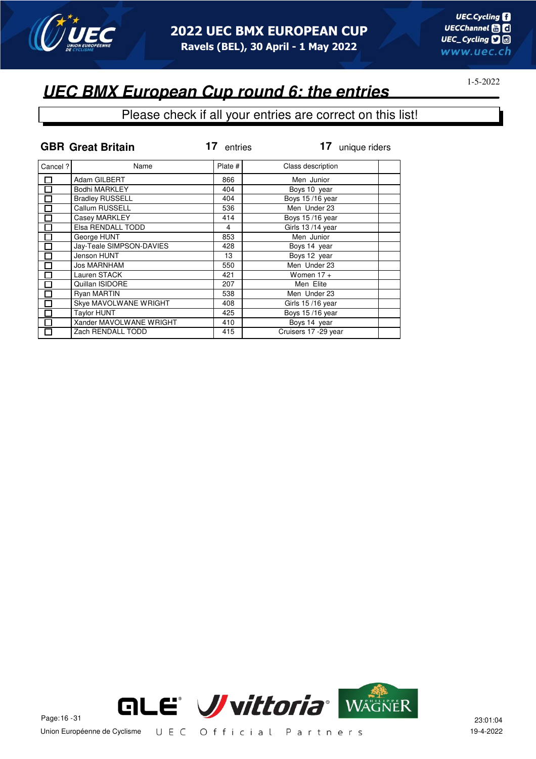# 2022 UEC BMX EUROPEAN CUP

Ravels (BEL), 30 April - 1 May 2022

## UEC BMX European Cup round 6: the entries

1-5-2022

Please check if all your entries are correct on this list!

**GBR Great Britain** **17** entries **17** unique riders

| Cancel ? | Name | Plate # | Class description | |
|---|---|---|---|---|
| ☐ | Adam GILBERT | 866 | Men Junior | |
| ☐ | Bodhi MARKLEY | 404 | Boys 10 year | |
| ☐ | Bradley RUSSELL | 404 | Boys 15 /16 year | |
| ☐ | Callum RUSSELL | 536 | Men Under 23 | |
| ☐ | Casey MARKLEY | 414 | Boys 15 /16 year | |
| ☐ | Elsa RENDALL TODD | 4 | Girls 13 /14 year | |
| ☐ | George HUNT | 853 | Men Junior | |
| ☐ | Jay-Teale SIMPSON-DAVIES | 428 | Boys 14 year | |
| ☐ | Jenson HUNT | 13 | Boys 12 year | |
| ☐ | Jos MARNHAM | 550 | Men Under 23 | |
| ☐ | Lauren STACK | 421 | Women 17 + | |
| ☐ | Quillan ISIDORE | 207 | Men Elite | |
| ☐ | Ryan MARTIN | 538 | Men Under 23 | |
| ☐ | Skye MAVOLWANE WRIGHT | 408 | Girls 15 /16 year | |
| ☐ | Taylor HUNT | 425 | Boys 15 /16 year | |
| ☐ | Xander MAVOLWANE WRIGHT | 410 | Boys 14 year | |
| ☐ | Zach RENDALL TODD | 415 | Cruisers 17 -29 year | |

Union Européenne de Cyclisme — UEC Official Partners

23:01:04
19-4-2022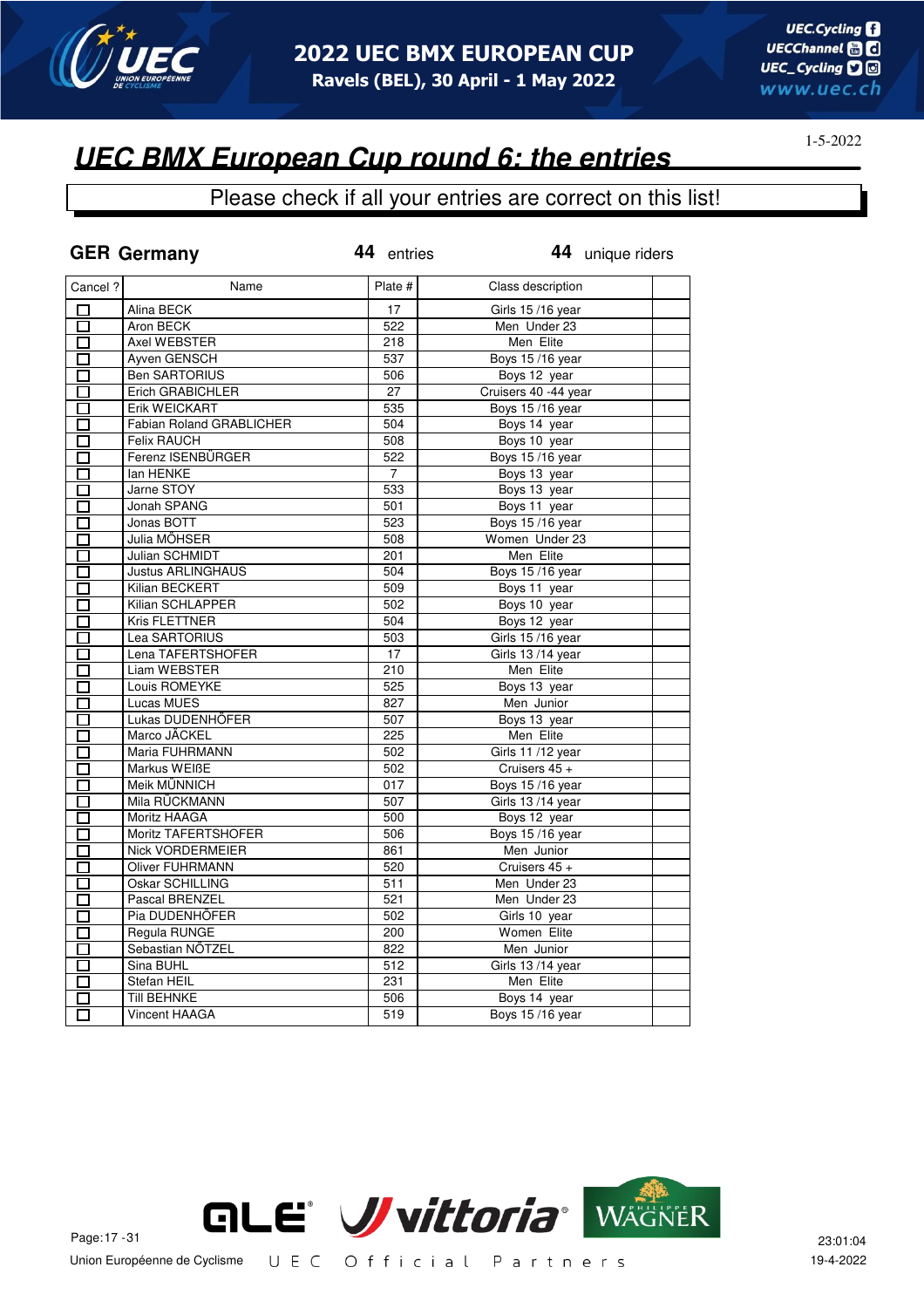# UEC BMX European Cup round 6: the entries

1-5-2022

Please check if all your entries are correct on this list!

**GER Germany** **44** entries **44** unique riders

| Cancel ? | Name | Plate # | Class description | |
|---|---|---|---|---|
| ☐ | Alina BECK | 17 | Girls 15 /16 year | |
| ☐ | Aron BECK | 522 | Men Under 23 | |
| ☐ | Axel WEBSTER | 218 | Men Elite | |
| ☐ | Ayven GENSCH | 537 | Boys 15 /16 year | |
| ☐ | Ben SARTORIUS | 506 | Boys 12 year | |
| ☐ | Erich GRABICHLER | 27 | Cruisers 40 -44 year | |
| ☐ | Erik WEICKART | 535 | Boys 15 /16 year | |
| ☐ | Fabian Roland GRABLICHER | 504 | Boys 14 year | |
| ☐ | Felix RAUCH | 508 | Boys 10 year | |
| ☐ | Ferenz ISENBÜRGER | 522 | Boys 15 /16 year | |
| ☐ | Ian HENKE | 7 | Boys 13 year | |
| ☐ | Jarne STOY | 533 | Boys 13 year | |
| ☐ | Jonah SPANG | 501 | Boys 11 year | |
| ☐ | Jonas BOTT | 523 | Boys 15 /16 year | |
| ☐ | Julia MÖHSER | 508 | Women Under 23 | |
| ☐ | Julian SCHMIDT | 201 | Men Elite | |
| ☐ | Justus ARLINGHAUS | 504 | Boys 15 /16 year | |
| ☐ | Kilian BECKERT | 509 | Boys 11 year | |
| ☐ | Kilian SCHLAPPER | 502 | Boys 10 year | |
| ☐ | Kris FLETTNER | 504 | Boys 12 year | |
| ☐ | Lea SARTORIUS | 503 | Girls 15 /16 year | |
| ☐ | Lena TAFERTSHOFER | 17 | Girls 13 /14 year | |
| ☐ | Liam WEBSTER | 210 | Men Elite | |
| ☐ | Louis ROMEYKE | 525 | Boys 13 year | |
| ☐ | Lucas MUES | 827 | Men Junior | |
| ☐ | Lukas DUDENHÖFER | 507 | Boys 13 year | |
| ☐ | Marco JÄCKEL | 225 | Men Elite | |
| ☐ | Maria FUHRMANN | 502 | Girls 11 /12 year | |
| ☐ | Markus WEIßE | 502 | Cruisers 45 + | |
| ☐ | Meik MÜNNICH | 017 | Boys 15 /16 year | |
| ☐ | Mila RÜCKMANN | 507 | Girls 13 /14 year | |
| ☐ | Moritz HAAGA | 500 | Boys 12 year | |
| ☐ | Moritz TAFERTSHOFER | 506 | Boys 15 /16 year | |
| ☐ | Nick VORDERMEIER | 861 | Men Junior | |
| ☐ | Oliver FUHRMANN | 520 | Cruisers 45 + | |
| ☐ | Oskar SCHILLING | 511 | Men Under 23 | |
| ☐ | Pascal BRENZEL | 521 | Men Under 23 | |
| ☐ | Pia DUDENHÖFER | 502 | Girls 10 year | |
| ☐ | Regula RUNGE | 200 | Women Elite | |
| ☐ | Sebastian NÖTZEL | 822 | Men Junior | |
| ☐ | Sina BUHL | 512 | Girls 13 /14 year | |
| ☐ | Stefan HEIL | 231 | Men Elite | |
| ☐ | Till BEHNKE | 506 | Boys 14 year | |
| ☐ | Vincent HAAGA | 519 | Boys 15 /16 year | |

Union Européenne de Cyclisme — U E C Official Partners

23:01:04
19-4-2022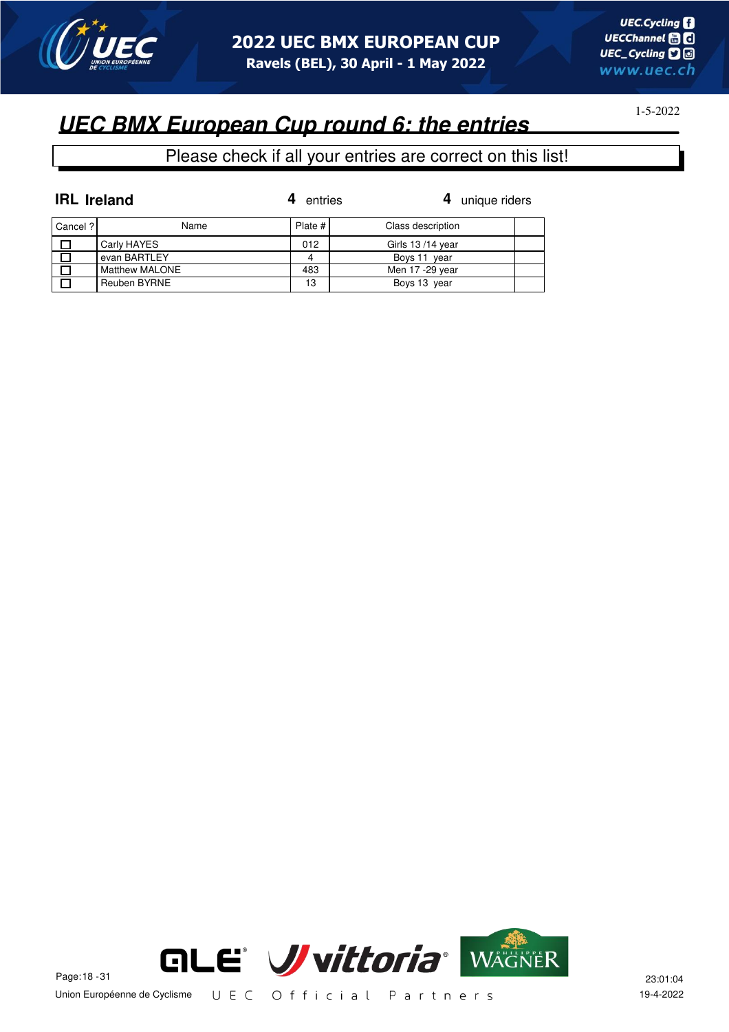# 2022 UEC BMX EUROPEAN CUP

Ravels (BEL), 30 April - 1 May 2022

## UEC BMX European Cup round 6: the entries

1-5-2022

Please check if all your entries are correct on this list!

**IRL Ireland** **4** entries **4** unique riders

| Cancel ? | Name | Plate # | Class description | |
|---|---|---|---|---|
| ☐ | Carly HAYES | 012 | Girls 13 /14 year | |
| ☐ | evan BARTLEY | 4 | Boys 11 year | |
| ☐ | Matthew MALONE | 483 | Men 17 -29 year | |
| ☐ | Reuben BYRNE | 13 | Boys 13 year | |

Union Européenne de Cyclisme UEC Official Partners

23:01:04
19-4-2022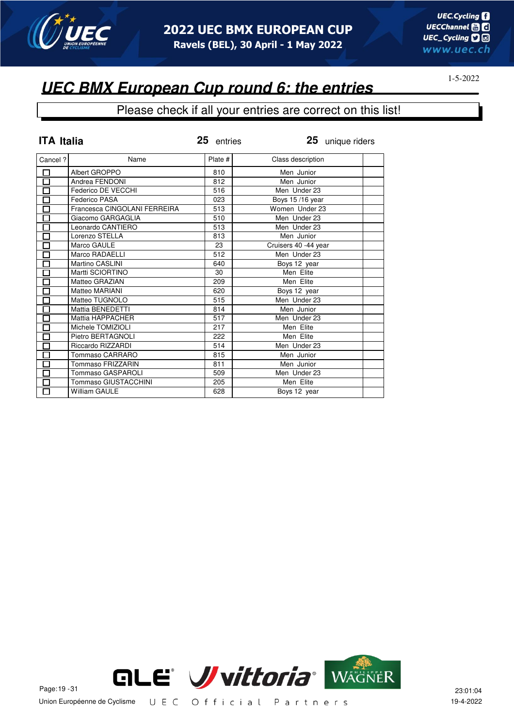# UEC BMX European Cup round 6: the entries

1-5-2022

Please check if all your entries are correct on this list!

**ITA Italia** **25** entries **25** unique riders

| Cancel ? | Name | Plate # | Class description | |
|---|---|---|---|---|
| ☐ | Albert GROPPO | 810 | Men Junior | |
| ☐ | Andrea FENDONI | 812 | Men Junior | |
| ☐ | Federico DE VECCHI | 516 | Men Under 23 | |
| ☐ | Federico PASA | 023 | Boys 15 /16 year | |
| ☐ | Francesca CINGOLANI FERREIRA | 513 | Women Under 23 | |
| ☐ | Giacomo GARGAGLIA | 510 | Men Under 23 | |
| ☐ | Leonardo CANTIERO | 513 | Men Under 23 | |
| ☐ | Lorenzo STELLA | 813 | Men Junior | |
| ☐ | Marco GAULE | 23 | Cruisers 40 -44 year | |
| ☐ | Marco RADAELLI | 512 | Men Under 23 | |
| ☐ | Martino CASLINI | 640 | Boys 12 year | |
| ☐ | Martti SCIORTINO | 30 | Men Elite | |
| ☐ | Matteo GRAZIAN | 209 | Men Elite | |
| ☐ | Matteo MARIANI | 620 | Boys 12 year | |
| ☐ | Matteo TUGNOLO | 515 | Men Under 23 | |
| ☐ | Mattia BENEDETTI | 814 | Men Junior | |
| ☐ | Mattia HAPPACHER | 517 | Men Under 23 | |
| ☐ | Michele TOMIZIOLI | 217 | Men Elite | |
| ☐ | Pietro BERTAGNOLI | 222 | Men Elite | |
| ☐ | Riccardo RIZZARDI | 514 | Men Under 23 | |
| ☐ | Tommaso CARRARO | 815 | Men Junior | |
| ☐ | Tommaso FRIZZARIN | 811 | Men Junior | |
| ☐ | Tommaso GASPAROLI | 509 | Men Under 23 | |
| ☐ | Tommaso GIUSTACCHINI | 205 | Men Elite | |
| ☐ | William GAULE | 628 | Boys 12 year | |

Union Européenne de Cyclisme — UEC Official Partners

23:01:04
19-4-2022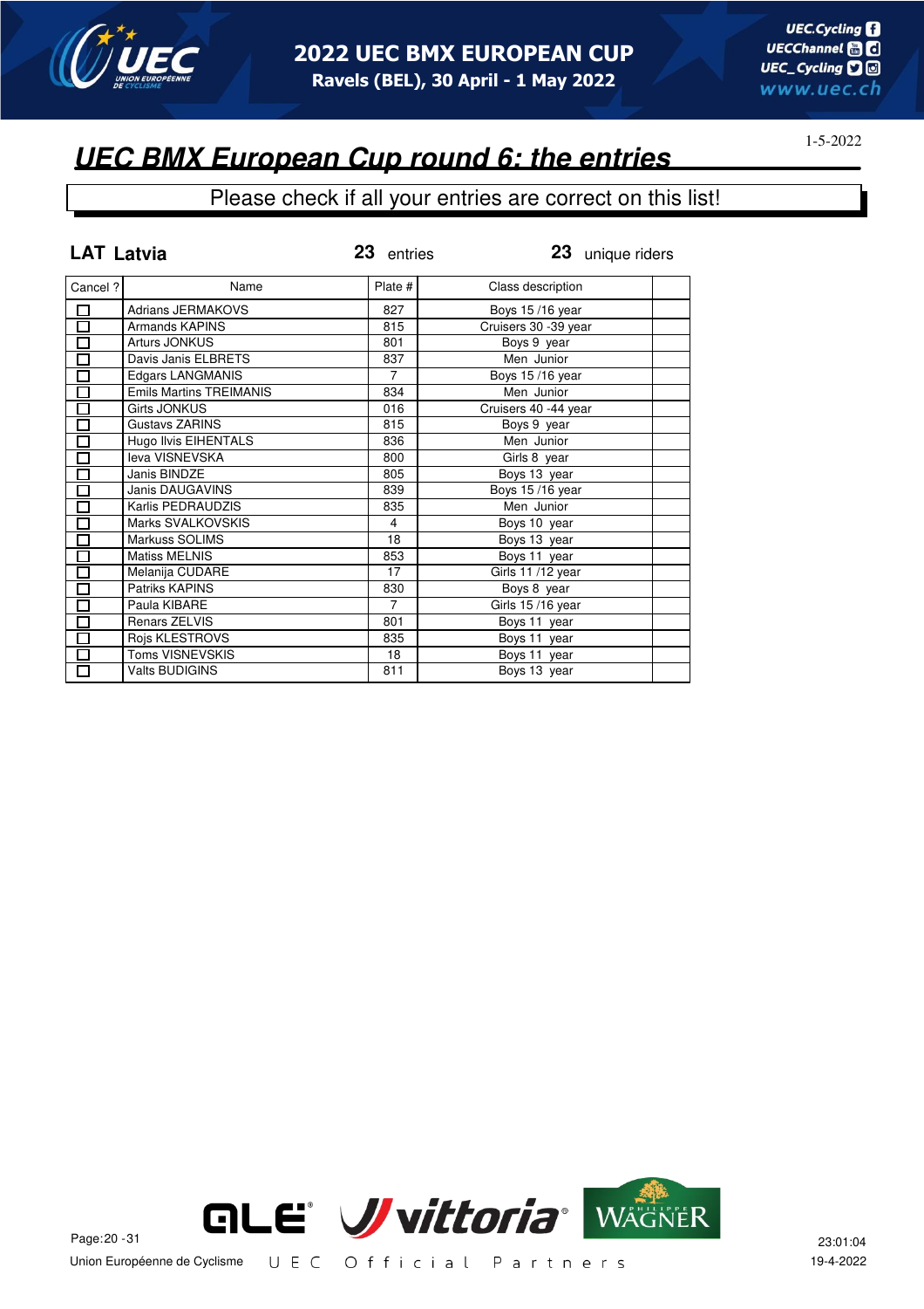## UEC BMX European Cup round 6: the entries

1-5-2022

Please check if all your entries are correct on this list!

**LAT Latvia** **23** entries **23** unique riders

| Cancel ? | Name | Plate # | Class description | |
|---|---|---|---|---|
| ☐ | Adrians JERMAKOVS | 827 | Boys 15 /16 year | |
| ☐ | Armands KAPINS | 815 | Cruisers 30 -39 year | |
| ☐ | Arturs JONKUS | 801 | Boys 9 year | |
| ☐ | Davis Janis ELBRETS | 837 | Men Junior | |
| ☐ | Edgars LANGMANIS | 7 | Boys 15 /16 year | |
| ☐ | Emils Martins TREIMANIS | 834 | Men Junior | |
| ☐ | Girts JONKUS | 016 | Cruisers 40 -44 year | |
| ☐ | Gustavs ZARINS | 815 | Boys 9 year | |
| ☐ | Hugo Ilvis EIHENTALS | 836 | Men Junior | |
| ☐ | Ieva VISNEVSKA | 800 | Girls 8 year | |
| ☐ | Janis BINDZE | 805 | Boys 13 year | |
| ☐ | Janis DAUGAVINS | 839 | Boys 15 /16 year | |
| ☐ | Karlis PEDRAUDZIS | 835 | Men Junior | |
| ☐ | Marks SVALKOVSKIS | 4 | Boys 10 year | |
| ☐ | Markuss SOLIMS | 18 | Boys 13 year | |
| ☐ | Matiss MELNIS | 853 | Boys 11 year | |
| ☐ | Melanija CUDARE | 17 | Girls 11 /12 year | |
| ☐ | Patriks KAPINS | 830 | Boys 8 year | |
| ☐ | Paula KIBARE | 7 | Girls 15 /16 year | |
| ☐ | Renars ZELVIS | 801 | Boys 11 year | |
| ☐ | Rojs KLESTROVS | 835 | Boys 11 year | |
| ☐ | Toms VISNEVSKIS | 18 | Boys 11 year | |
| ☐ | Valts BUDIGINS | 811 | Boys 13 year | |

Union Européenne de Cyclisme — UEC Official Partners

23:01:04 19-4-2022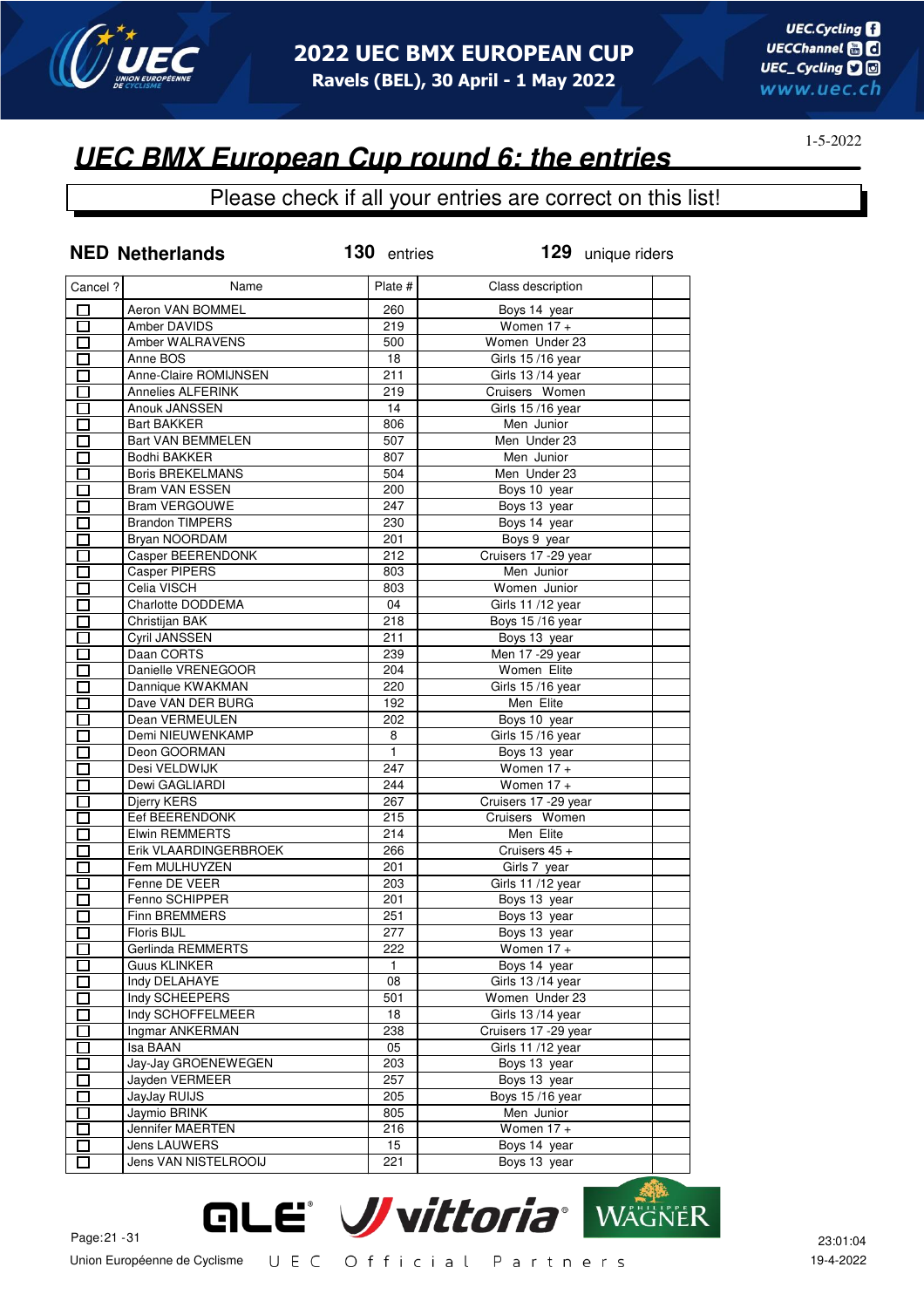# 2022 UEC BMX EUROPEAN CUP

Ravels (BEL), 30 April - 1 May 2022

1-5-2022

## UEC BMX European Cup round 6: the entries

Please check if all your entries are correct on this list!

**NED Netherlands** 130 entries 129 unique riders

| Cancel ? | Name | Plate # | Class description | |
|---|---|---|---|---|
| ☐ | Aeron VAN BOMMEL | 260 | Boys 14 year | |
| ☐ | Amber DAVIDS | 219 | Women 17 + | |
| ☐ | Amber WALRAVENS | 500 | Women Under 23 | |
| ☐ | Anne BOS | 18 | Girls 15 /16 year | |
| ☐ | Anne-Claire ROMIJNSEN | 211 | Girls 13 /14 year | |
| ☐ | Annelies ALFERINK | 219 | Cruisers Women | |
| ☐ | Anouk JANSSEN | 14 | Girls 15 /16 year | |
| ☐ | Bart BAKKER | 806 | Men Junior | |
| ☐ | Bart VAN BEMMELEN | 507 | Men Under 23 | |
| ☐ | Bodhi BAKKER | 807 | Men Junior | |
| ☐ | Boris BREKELMANS | 504 | Men Under 23 | |
| ☐ | Bram VAN ESSEN | 200 | Boys 10 year | |
| ☐ | Bram VERGOUWE | 247 | Boys 13 year | |
| ☐ | Brandon TIMPERS | 230 | Boys 14 year | |
| ☐ | Bryan NOORDAM | 201 | Boys 9 year | |
| ☐ | Casper BEERENDONK | 212 | Cruisers 17 -29 year | |
| ☐ | Casper PIPERS | 803 | Men Junior | |
| ☐ | Celia VISCH | 803 | Women Junior | |
| ☐ | Charlotte DODDEMA | 04 | Girls 11 /12 year | |
| ☐ | Christijan BAK | 218 | Boys 15 /16 year | |
| ☐ | Cyril JANSSEN | 211 | Boys 13 year | |
| ☐ | Daan CORTS | 239 | Men 17 -29 year | |
| ☐ | Danielle VRENEGOOR | 204 | Women Elite | |
| ☐ | Dannique KWAKMAN | 220 | Girls 15 /16 year | |
| ☐ | Dave VAN DER BURG | 192 | Men Elite | |
| ☐ | Dean VERMEULEN | 202 | Boys 10 year | |
| ☐ | Demi NIEUWENKAMP | 8 | Girls 15 /16 year | |
| ☐ | Deon GOORMAN | 1 | Boys 13 year | |
| ☐ | Desi VELDWIJK | 247 | Women 17 + | |
| ☐ | Dewi GAGLIARDI | 244 | Women 17 + | |
| ☐ | Djerry KERS | 267 | Cruisers 17 -29 year | |
| ☐ | Eef BEERENDONK | 215 | Cruisers Women | |
| ☐ | Elwin REMMERTS | 214 | Men Elite | |
| ☐ | Erik VLAARDINGERBROEK | 266 | Cruisers 45 + | |
| ☐ | Fem MULHUYZEN | 201 | Girls 7 year | |
| ☐ | Fenne DE VEER | 203 | Girls 11 /12 year | |
| ☐ | Fenno SCHIPPER | 201 | Boys 13 year | |
| ☐ | Finn BREMMERS | 251 | Boys 13 year | |
| ☐ | Floris BIJL | 277 | Boys 13 year | |
| ☐ | Gerlinda REMMERTS | 222 | Women 17 + | |
| ☐ | Guus KLINKER | 1 | Boys 14 year | |
| ☐ | Indy DELAHAYE | 08 | Girls 13 /14 year | |
| ☐ | Indy SCHEEPERS | 501 | Women Under 23 | |
| ☐ | Indy SCHOFFELMEER | 18 | Girls 13 /14 year | |
| ☐ | Ingmar ANKERMAN | 238 | Cruisers 17 -29 year | |
| ☐ | Isa BAAN | 05 | Girls 11 /12 year | |
| ☐ | Jay-Jay GROENEWEGEN | 203 | Boys 13 year | |
| ☐ | Jayden VERMEER | 257 | Boys 13 year | |
| ☐ | JayJay RUIJS | 205 | Boys 15 /16 year | |
| ☐ | Jaymio BRINK | 805 | Men Junior | |
| ☐ | Jennifer MAERTEN | 216 | Women 17 + | |
| ☐ | Jens LAUWERS | 15 | Boys 14 year | |
| ☐ | Jens VAN NISTELROOIJ | 221 | Boys 13 year | |

Union Européenne de Cyclisme — UEC Official Partners

23:01:04
19-4-2022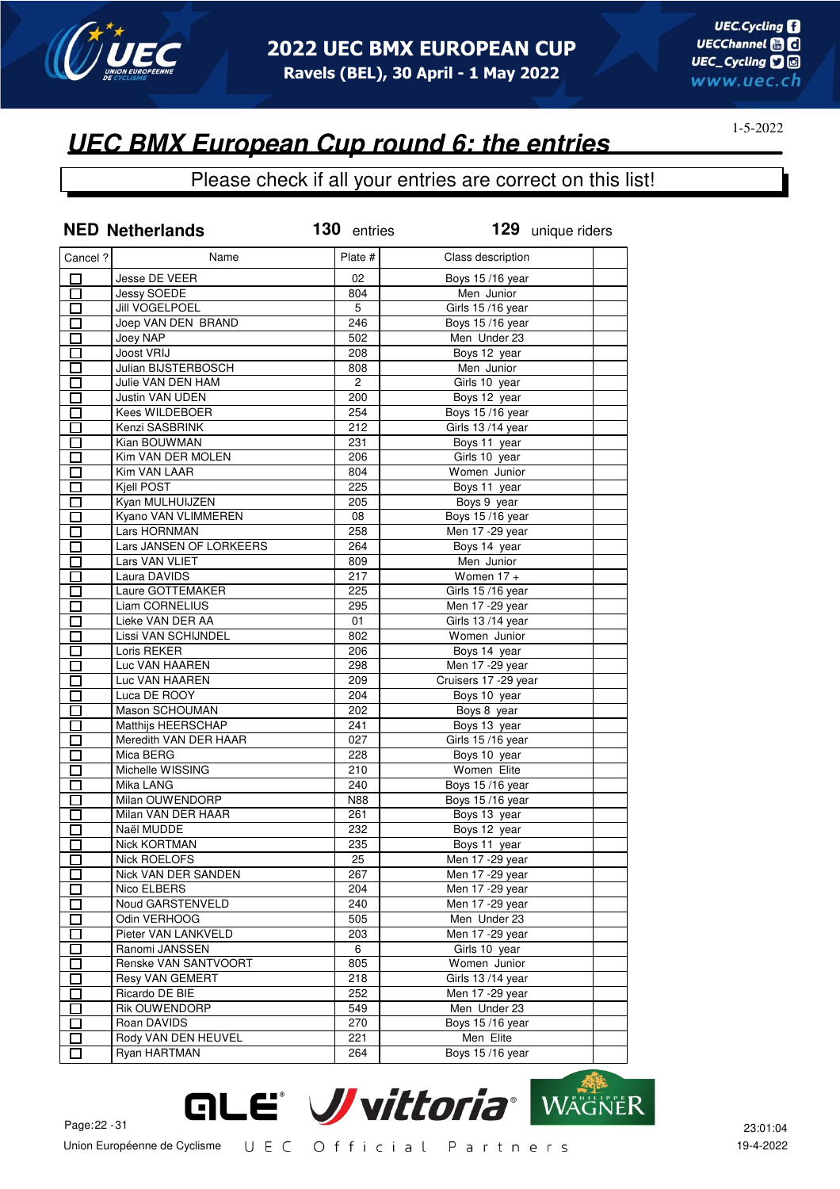# 2022 UEC BMX EUROPEAN CUP
Ravels (BEL), 30 April - 1 May 2022

## UEC BMX European Cup round 6: the entries

1-5-2022

Please check if all your entries are correct on this list!

**NED Netherlands** **130** entries **129** unique riders

| Cancel ? | Name | Plate # | Class description | |
|---|---|---|---|---|
| ☐ | Jesse DE VEER | 02 | Boys 15 /16 year | |
| ☐ | Jessy SOEDE | 804 | Men Junior | |
| ☐ | Jill VOGELPOEL | 5 | Girls 15 /16 year | |
| ☐ | Joep VAN DEN BRAND | 246 | Boys 15 /16 year | |
| ☐ | Joey NAP | 502 | Men Under 23 | |
| ☐ | Joost VRIJ | 208 | Boys 12 year | |
| ☐ | Julian BIJSTERBOSCH | 808 | Men Junior | |
| ☐ | Julie VAN DEN HAM | 2 | Girls 10 year | |
| ☐ | Justin VAN UDEN | 200 | Boys 12 year | |
| ☐ | Kees WILDEBOER | 254 | Boys 15 /16 year | |
| ☐ | Kenzi SASBRINK | 212 | Girls 13 /14 year | |
| ☐ | Kian BOUWMAN | 231 | Boys 11 year | |
| ☐ | Kim VAN DER MOLEN | 206 | Girls 10 year | |
| ☐ | Kim VAN LAAR | 804 | Women Junior | |
| ☐ | Kjell POST | 225 | Boys 11 year | |
| ☐ | Kyan MULHUIJZEN | 205 | Boys 9 year | |
| ☐ | Kyano VAN VLIMMEREN | 08 | Boys 15 /16 year | |
| ☐ | Lars HORNMAN | 258 | Men 17 -29 year | |
| ☐ | Lars JANSEN OF LORKEERS | 264 | Boys 14 year | |
| ☐ | Lars VAN VLIET | 809 | Men Junior | |
| ☐ | Laura DAVIDS | 217 | Women 17 + | |
| ☐ | Laure GOTTEMAKER | 225 | Girls 15 /16 year | |
| ☐ | Liam CORNELIUS | 295 | Men 17 -29 year | |
| ☐ | Lieke VAN DER AA | 01 | Girls 13 /14 year | |
| ☐ | Lissi VAN SCHIJNDEL | 802 | Women Junior | |
| ☐ | Loris REKER | 206 | Boys 14 year | |
| ☐ | Luc VAN HAAREN | 298 | Men 17 -29 year | |
| ☐ | Luc VAN HAAREN | 209 | Cruisers 17 -29 year | |
| ☐ | Luca DE ROOY | 204 | Boys 10 year | |
| ☐ | Mason SCHOUMAN | 202 | Boys 8 year | |
| ☐ | Matthijs HEERSCHAP | 241 | Boys 13 year | |
| ☐ | Meredith VAN DER HAAR | 027 | Girls 15 /16 year | |
| ☐ | Mica BERG | 228 | Boys 10 year | |
| ☐ | Michelle WISSING | 210 | Women Elite | |
| ☐ | Mika LANG | 240 | Boys 15 /16 year | |
| ☐ | Milan OUWENDORP | N88 | Boys 15 /16 year | |
| ☐ | Milan VAN DER HAAR | 261 | Boys 13 year | |
| ☐ | Naël MUDDE | 232 | Boys 12 year | |
| ☐ | Nick KORTMAN | 235 | Boys 11 year | |
| ☐ | Nick ROELOFS | 25 | Men 17 -29 year | |
| ☐ | Nick VAN DER SANDEN | 267 | Men 17 -29 year | |
| ☐ | Nico ELBERS | 204 | Men 17 -29 year | |
| ☐ | Noud GARSTENVELD | 240 | Men 17 -29 year | |
| ☐ | Odin VERHOOG | 505 | Men Under 23 | |
| ☐ | Pieter VAN LANKVELD | 203 | Men 17 -29 year | |
| ☐ | Ranomi JANSSEN | 6 | Girls 10 year | |
| ☐ | Renske VAN SANTVOORT | 805 | Women Junior | |
| ☐ | Resy VAN GEMERT | 218 | Girls 13 /14 year | |
| ☐ | Ricardo DE BIE | 252 | Men 17 -29 year | |
| ☐ | Rik OUWENDORP | 549 | Men Under 23 | |
| ☐ | Roan DAVIDS | 270 | Boys 15 /16 year | |
| ☐ | Rody VAN DEN HEUVEL | 221 | Men Elite | |
| ☐ | Ryan HARTMAN | 264 | Boys 15 /16 year | |

Union Européenne de Cyclisme — U E C Official Partners

23:01:04
19-4-2022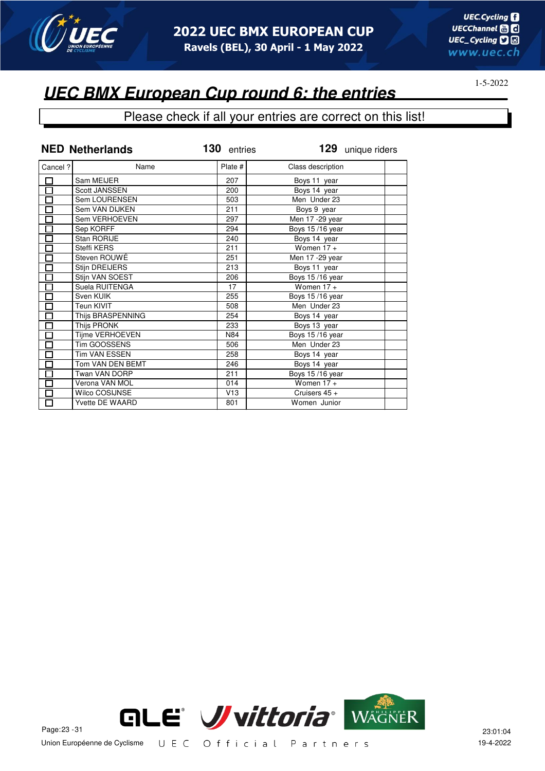## UEC BMX European Cup round 6: the entries

1-5-2022

Please check if all your entries are correct on this list!

**NED Netherlands** **130** entries **129** unique riders

| Cancel ? | Name | Plate # | Class description | |
|---|---|---|---|---|
| ☐ | Sam MEIJER | 207 | Boys 11 year | |
| ☐ | Scott JANSSEN | 200 | Boys 14 year | |
| ☐ | Sem LOURENSEN | 503 | Men Under 23 | |
| ☐ | Sem VAN DIJKEN | 211 | Boys 9 year | |
| ☐ | Sem VERHOEVEN | 297 | Men 17 -29 year | |
| ☐ | Sep KORFF | 294 | Boys 15 /16 year | |
| ☐ | Stan RORIJE | 240 | Boys 14 year | |
| ☐ | Steffi KERS | 211 | Women 17 + | |
| ☐ | Steven ROUWÉ | 251 | Men 17 -29 year | |
| ☐ | Stijn DREIJERS | 213 | Boys 11 year | |
| ☐ | Stijn VAN SOEST | 206 | Boys 15 /16 year | |
| ☐ | Suela RUITENGA | 17 | Women 17 + | |
| ☐ | Sven KUIK | 255 | Boys 15 /16 year | |
| ☐ | Teun KIVIT | 508 | Men Under 23 | |
| ☐ | Thijs BRASPENNING | 254 | Boys 14 year | |
| ☐ | Thijs PRONK | 233 | Boys 13 year | |
| ☐ | Tijme VERHOEVEN | N84 | Boys 15 /16 year | |
| ☐ | Tim GOOSSENS | 506 | Men Under 23 | |
| ☐ | Tim VAN ESSEN | 258 | Boys 14 year | |
| ☐ | Tom VAN DEN BEMT | 246 | Boys 14 year | |
| ☐ | Twan VAN DORP | 211 | Boys 15 /16 year | |
| ☐ | Verona VAN MOL | 014 | Women 17 + | |
| ☐ | Wilco COSIJNSE | V13 | Cruisers 45 + | |
| ☐ | Yvette DE WAARD | 801 | Women Junior | |

Union Européenne de Cyclisme UEC Official Partners

23:01:04
19-4-2022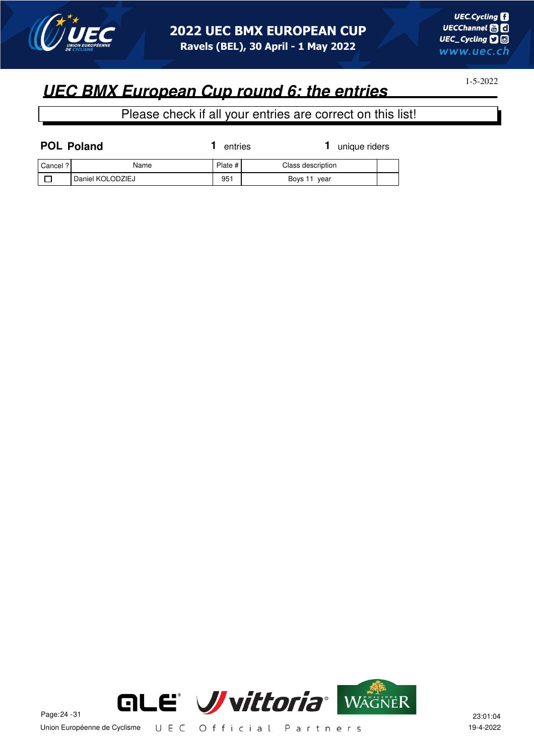# UEC BMX European Cup round 6: the entries

1-5-2022

Please check if all your entries are correct on this list!

**POL Poland** — **1** entries — **1** unique riders

| Cancel ? | Name | Plate # | Class description | |
|---|---|---|---|---|
| ☐ | Daniel KOLODZIEJ | 951 | Boys 11 year | |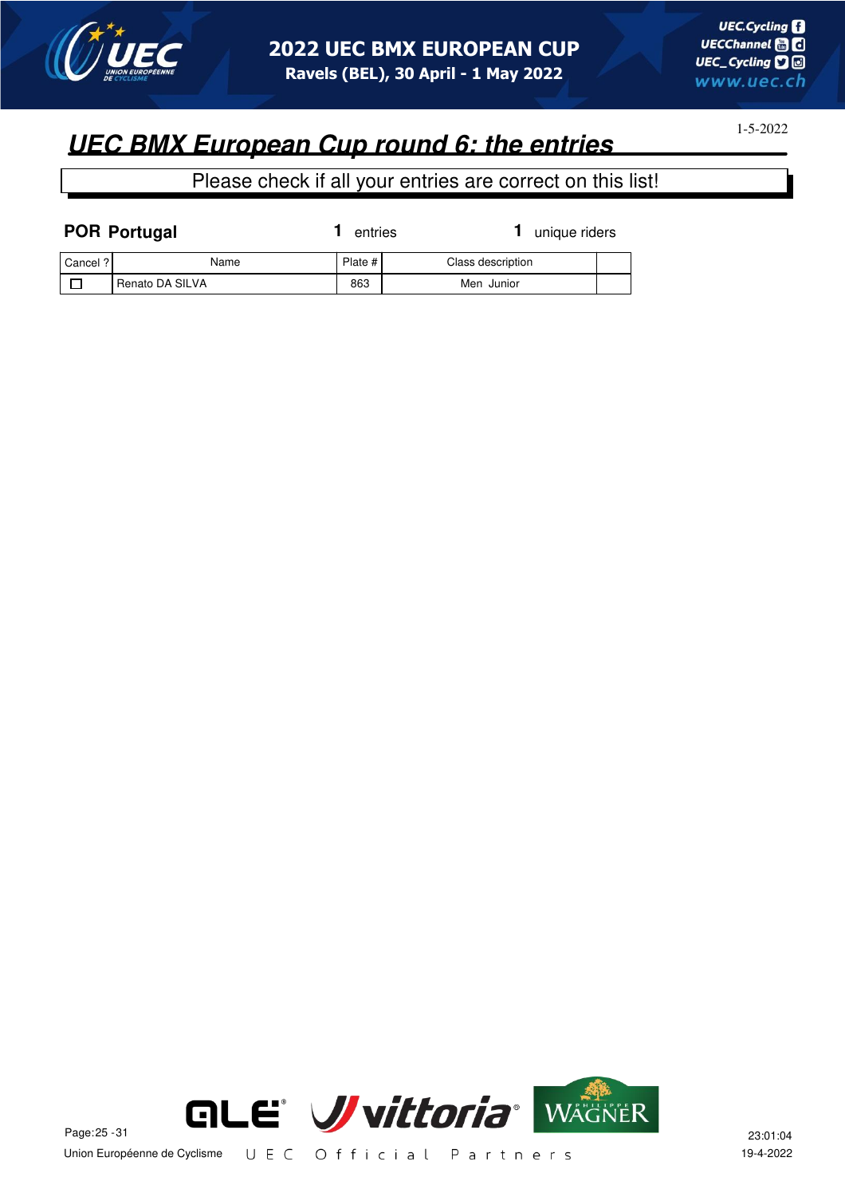# 2022 UEC BMX EUROPEAN CUP

**Ravels (BEL), 30 April - 1 May 2022**

1-5-2022

## *UEC BMX European Cup round 6: the entries*

Please check if all your entries are correct on this list!

**POR Portugal** **1** entries **1** unique riders

| Cancel ? | Name | Plate # | Class description | |
|---|---|---|---|---|
| ☐ | Renato DA SILVA | 863 | Men Junior | |

Union Européenne de Cyclisme — UEC Official Partners

23:01:04
19-4-2022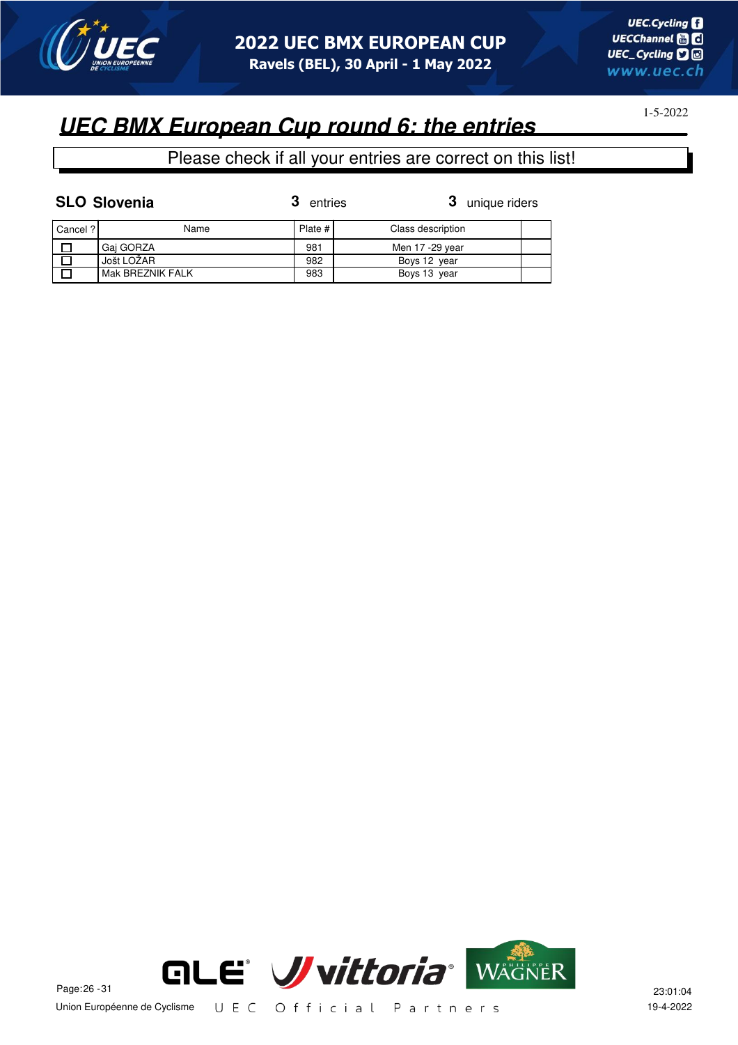# 2022 UEC BMX EUROPEAN CUP

Ravels (BEL), 30 April - 1 May 2022

## *UEC BMX European Cup round 6: the entries*

1-5-2022

Please check if all your entries are correct on this list!

**SLO Slovenia** **3** entries **3** unique riders

| Cancel ? | Name | Plate # | Class description | |
|---|---|---|---|---|
| ☐ | Gaj GORZA | 981 | Men 17 -29 year | |
| ☐ | Jošt LOŽAR | 982 | Boys 12 year | |
| ☐ | Mak BREZNIK FALK | 983 | Boys 13 year | |

Union Européenne de Cyclisme UEC Official Partners

23:01:04
19-4-2022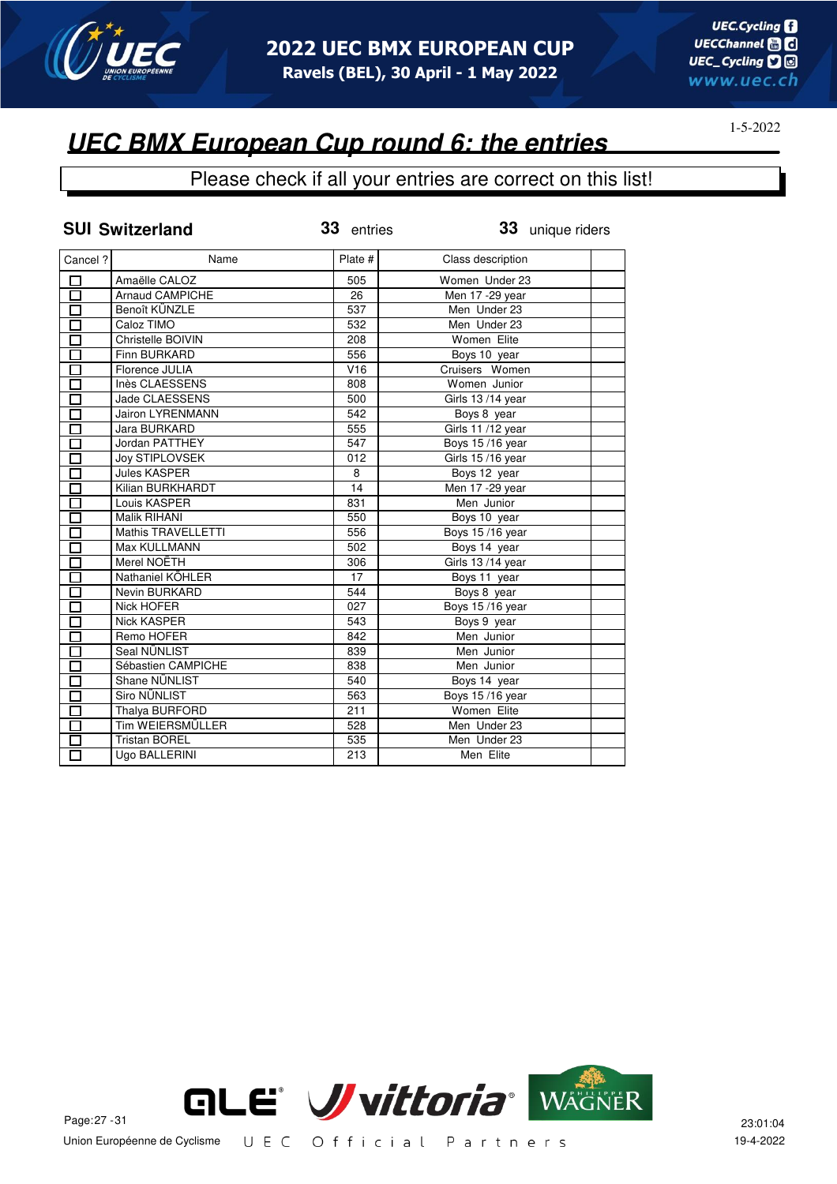# UEC BMX European Cup round 6: the entries

1-5-2022

Please check if all your entries are correct on this list!

**SUI Switzerland** **33** entries **33** unique riders

| Cancel ? | Name | Plate # | Class description | |
|---|---|---|---|---|
| ☐ | Amaëlle CALOZ | 505 | Women Under 23 | |
| ☐ | Arnaud CAMPICHE | 26 | Men 17 -29 year | |
| ☐ | Benoît KÜNZLE | 537 | Men Under 23 | |
| ☐ | Caloz TIMO | 532 | Men Under 23 | |
| ☐ | Christelle BOIVIN | 208 | Women Elite | |
| ☐ | Finn BURKARD | 556 | Boys 10 year | |
| ☐ | Florence JULIA | V16 | Cruisers Women | |
| ☐ | Inès CLAESSENS | 808 | Women Junior | |
| ☐ | Jade CLAESSENS | 500 | Girls 13 /14 year | |
| ☐ | Jairon LYRENMANN | 542 | Boys 8 year | |
| ☐ | Jara BURKARD | 555 | Girls 11 /12 year | |
| ☐ | Jordan PATTHEY | 547 | Boys 15 /16 year | |
| ☐ | Joy STIPLOVSEK | 012 | Girls 15 /16 year | |
| ☐ | Jules KASPER | 8 | Boys 12 year | |
| ☐ | Kilian BURKHARDT | 14 | Men 17 -29 year | |
| ☐ | Louis KASPER | 831 | Men Junior | |
| ☐ | Malik RIHANI | 550 | Boys 10 year | |
| ☐ | Mathis TRAVELLETTI | 556 | Boys 15 /16 year | |
| ☐ | Max KULLMANN | 502 | Boys 14 year | |
| ☐ | Merel NOËTH | 306 | Girls 13 /14 year | |
| ☐ | Nathaniel KÖHLER | 17 | Boys 11 year | |
| ☐ | Nevin BURKARD | 544 | Boys 8 year | |
| ☐ | Nick HOFER | 027 | Boys 15 /16 year | |
| ☐ | Nick KASPER | 543 | Boys 9 year | |
| ☐ | Remo HOFER | 842 | Men Junior | |
| ☐ | Seal NÜNLIST | 839 | Men Junior | |
| ☐ | Sébastien CAMPICHE | 838 | Men Junior | |
| ☐ | Shane NÜNLIST | 540 | Boys 14 year | |
| ☐ | Siro NÜNLIST | 563 | Boys 15 /16 year | |
| ☐ | Thalya BURFORD | 211 | Women Elite | |
| ☐ | Tim WEIERSMÜLLER | 528 | Men Under 23 | |
| ☐ | Tristan BOREL | 535 | Men Under 23 | |
| ☐ | Ugo BALLERINI | 213 | Men Elite | |

Union Européenne de Cyclisme — UEC Official Partners

23:01:04
19-4-2022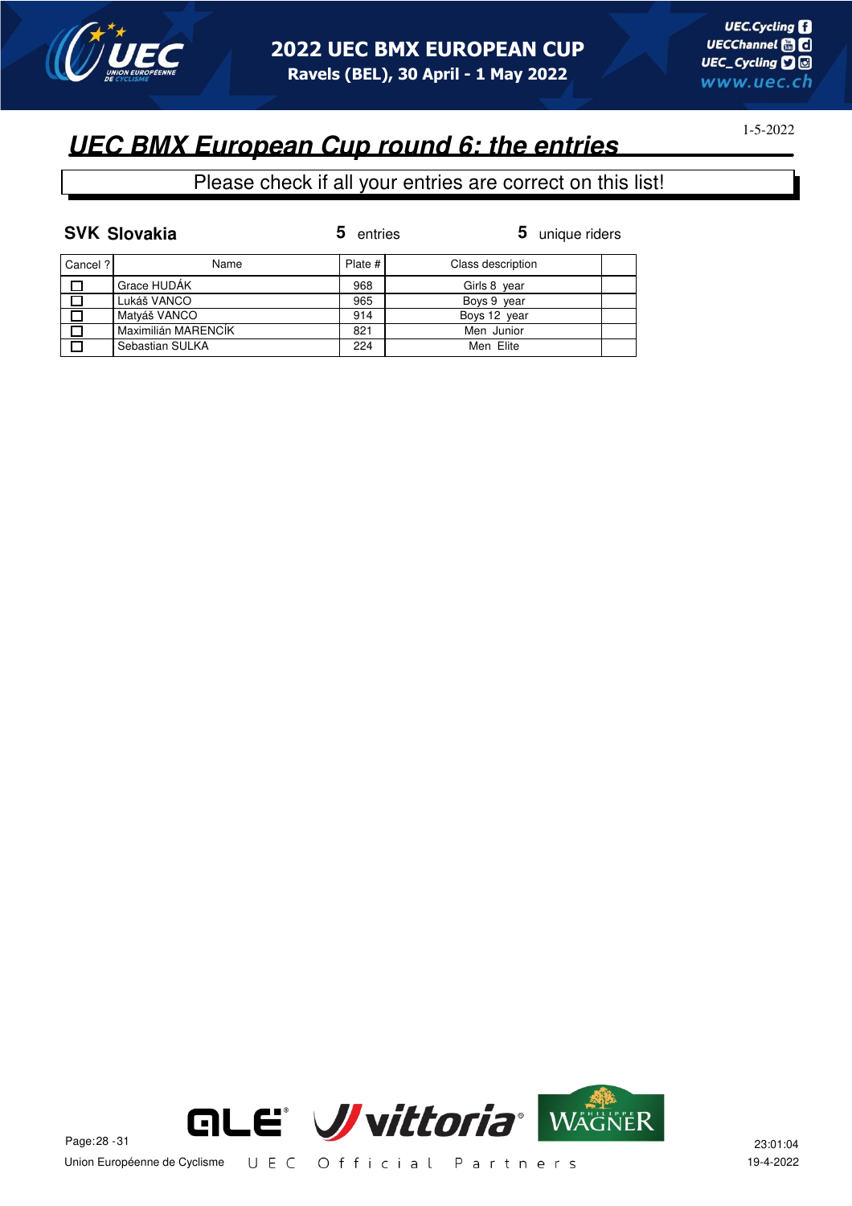## UEC BMX European Cup round 6: the entries

1-5-2022

Please check if all your entries are correct on this list!

**SVK Slovakia** — **5** entries — **5** unique riders

| Cancel ? | Name | Plate # | Class description | |
|---|---|---|---|---|
| ☐ | Grace HUDÁK | 968 | Girls 8 year | |
| ☐ | Lukáš VANCO | 965 | Boys 9 year | |
| ☐ | Matyáš VANCO | 914 | Boys 12 year | |
| ☐ | Maximilián MARENCÍK | 821 | Men Junior | |
| ☐ | Sebastian SULKA | 224 | Men Elite | |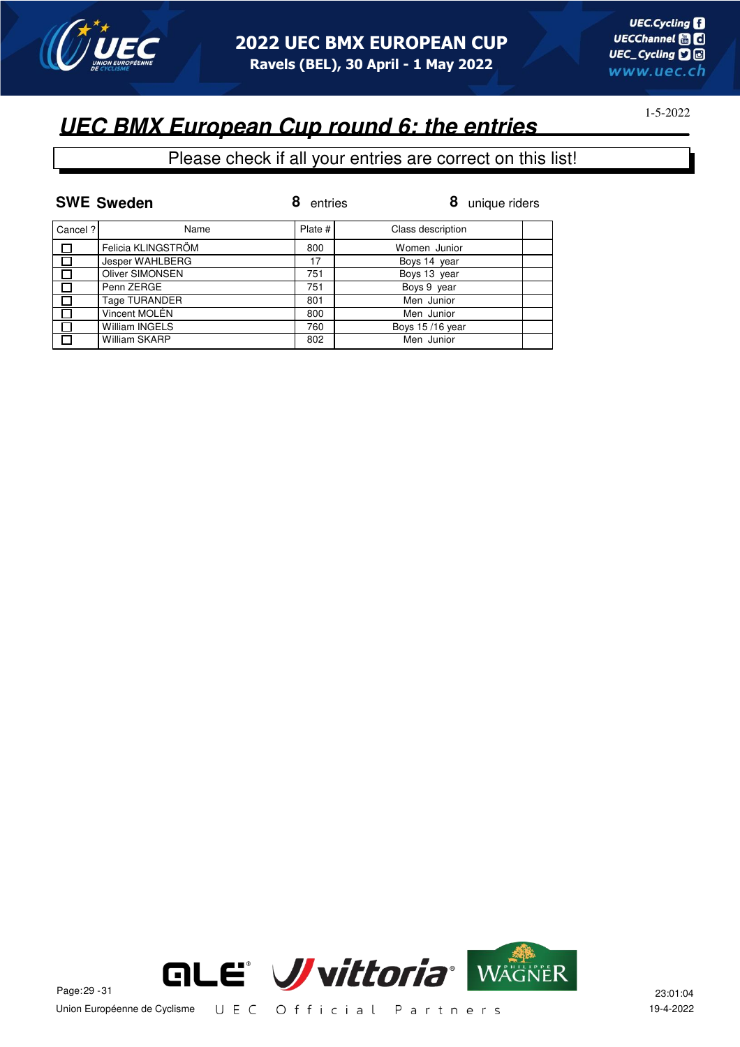# UEC BMX European Cup round 6: the entries

1-5-2022

Please check if all your entries are correct on this list!

**SWE Sweden** — **8** entries — **8** unique riders

| Cancel ? | Name | Plate # | Class description | |
|---|---|---|---|---|
| ☐ | Felicia KLINGSTRÖM | 800 | Women Junior | |
| ☐ | Jesper WAHLBERG | 17 | Boys 14 year | |
| ☐ | Oliver SIMONSEN | 751 | Boys 13 year | |
| ☐ | Penn ZERGE | 751 | Boys 9 year | |
| ☐ | Tage TURANDER | 801 | Men Junior | |
| ☐ | Vincent MOLÉN | 800 | Men Junior | |
| ☐ | William INGELS | 760 | Boys 15 /16 year | |
| ☐ | William SKARP | 802 | Men Junior | |

Union Européenne de Cyclisme — UEC Official Partners

23:01:04
19-4-2022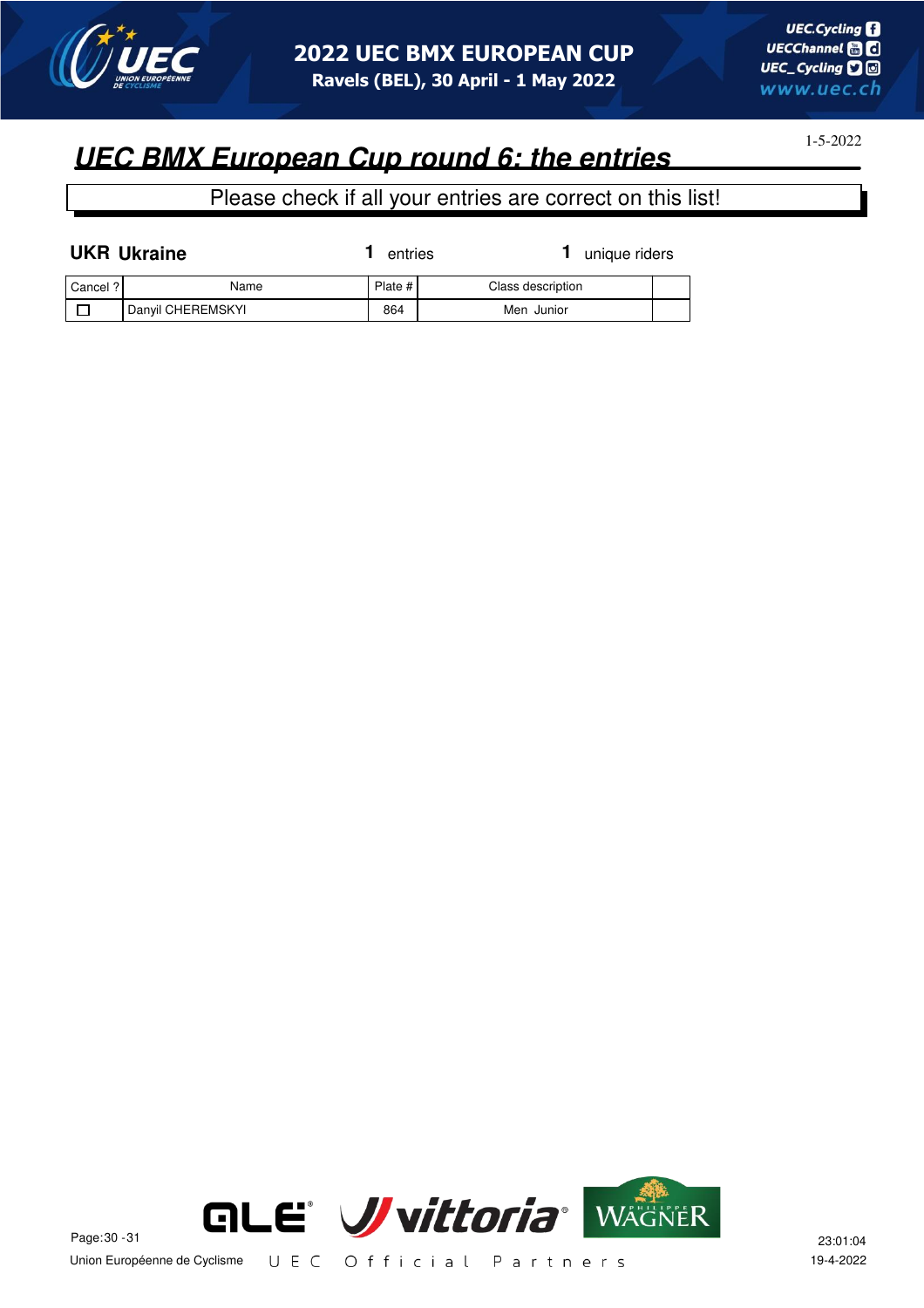## UEC BMX European Cup round 6: the entries

1-5-2022

Please check if all your entries are correct on this list!

**UKR Ukraine** **1** entries **1** unique riders

| Cancel ? | Name | Plate # | Class description | |
|---|---|---|---|---|
| ☐ | Danyil CHEREMSKYI | 864 | Men Junior | |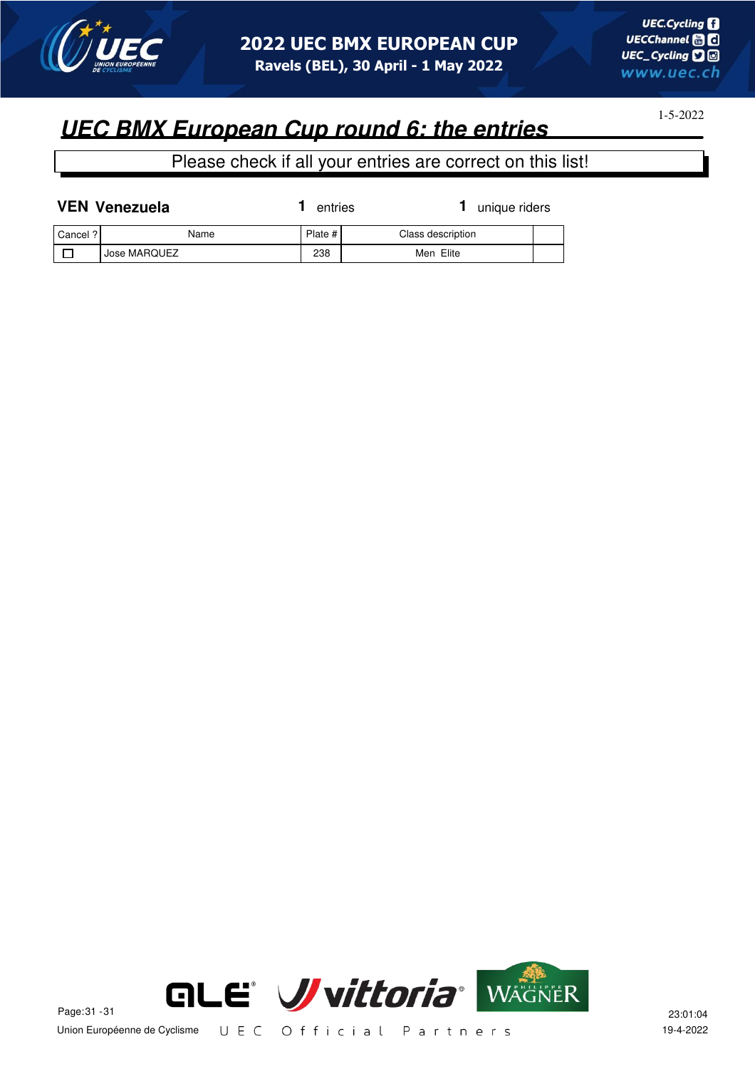# 2022 UEC BMX EUROPEAN CUP

**Ravels (BEL), 30 April - 1 May 2022**

1-5-2022

## *UEC BMX European Cup round 6: the entries*

Please check if all your entries are correct on this list!

**VEN Venezuela** — **1** entries — **1** unique riders

| Cancel ? | Name | Plate # | Class description | |
|---|---|---|---|---|
| ☐ | Jose MARQUEZ | 238 | Men Elite | |

Union Européenne de Cyclisme — UEC Official Partners

23:01:04
19-4-2022